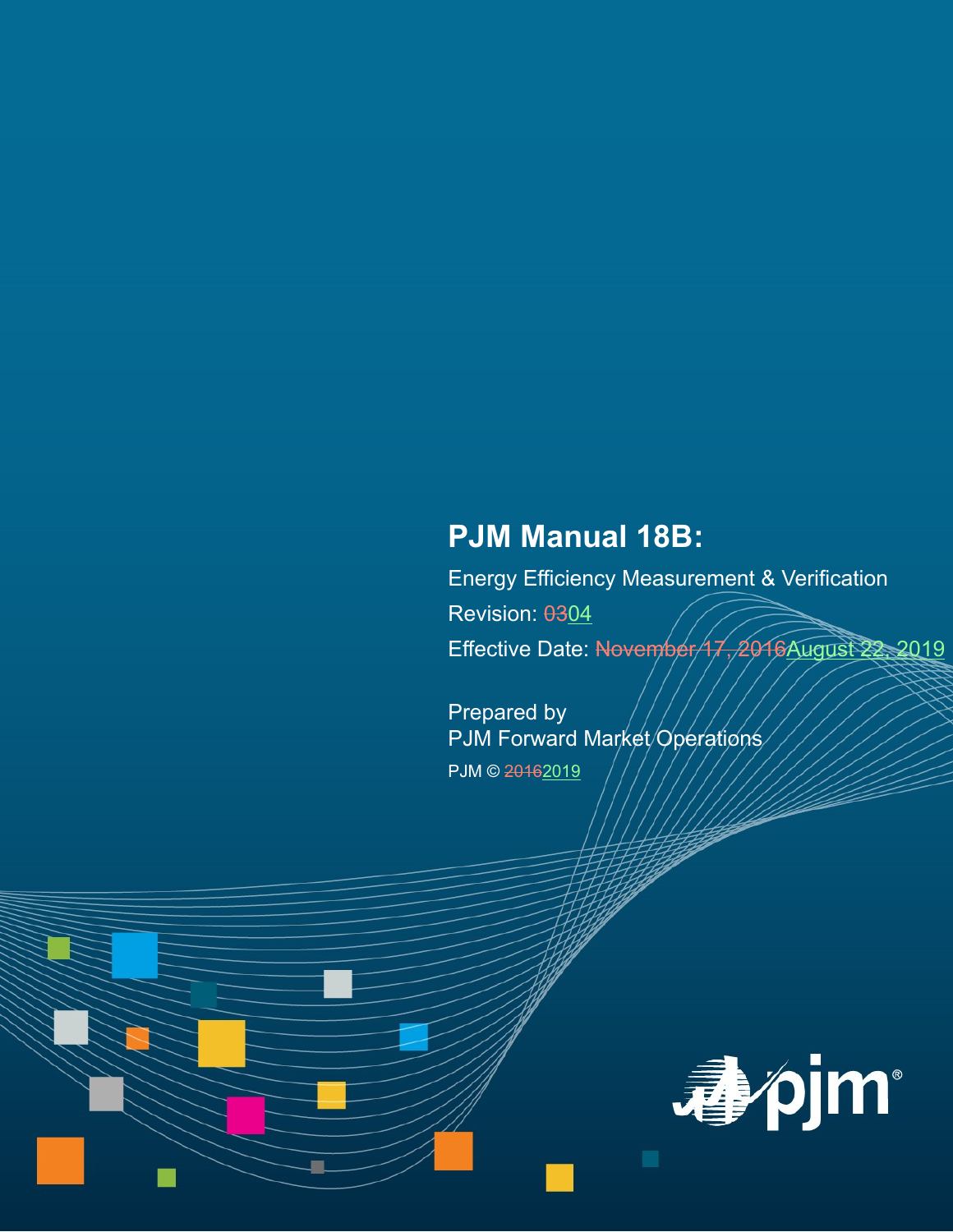# PJM Manual 18B:

Energy Efficiency Measurement & Verification

Revision: ~~03~~04

Effective Date: ~~November 17, 2016~~August 22, 2019

Prepared by
PJM Forward Market Operations

PJM © ~~2016~~2019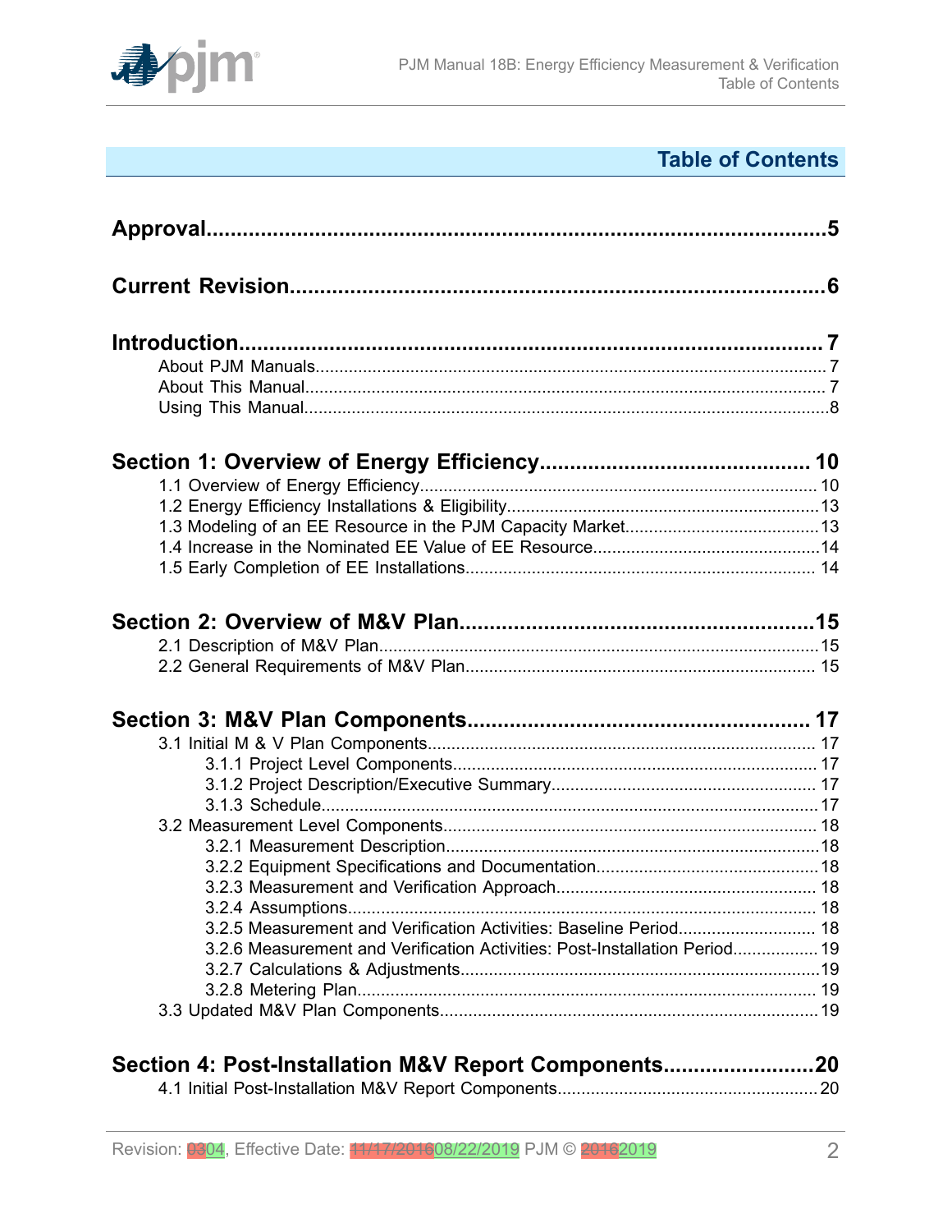# Table of Contents

**Approval** .......... 5

**Current Revision** .......... 6

**Introduction** .......... 7
- About PJM Manuals .......... 7
- About This Manual .......... 7
- Using This Manual .......... 8

**Section 1: Overview of Energy Efficiency** .......... 10
- 1.1 Overview of Energy Efficiency .......... 10
- 1.2 Energy Efficiency Installations & Eligibility .......... 13
- 1.3 Modeling of an EE Resource in the PJM Capacity Market .......... 13
- 1.4 Increase in the Nominated EE Value of EE Resource .......... 14
- 1.5 Early Completion of EE Installations .......... 14

**Section 2: Overview of M&V Plan** .......... 15
- 2.1 Description of M&V Plan .......... 15
- 2.2 General Requirements of M&V Plan .......... 15

**Section 3: M&V Plan Components** .......... 17
- 3.1 Initial M & V Plan Components .......... 17
  - 3.1.1 Project Level Components .......... 17
  - 3.1.2 Project Description/Executive Summary .......... 17
  - 3.1.3 Schedule .......... 17
- 3.2 Measurement Level Components .......... 18
  - 3.2.1 Measurement Description .......... 18
  - 3.2.2 Equipment Specifications and Documentation .......... 18
  - 3.2.3 Measurement and Verification Approach .......... 18
  - 3.2.4 Assumptions .......... 18
  - 3.2.5 Measurement and Verification Activities: Baseline Period .......... 18
  - 3.2.6 Measurement and Verification Activities: Post-Installation Period .......... 19
  - 3.2.7 Calculations & Adjustments .......... 19
  - 3.2.8 Metering Plan .......... 19
- 3.3 Updated M&V Plan Components .......... 19

**Section 4: Post-Installation M&V Report Components** .......... 20
- 4.1 Initial Post-Installation M&V Report Components .......... 20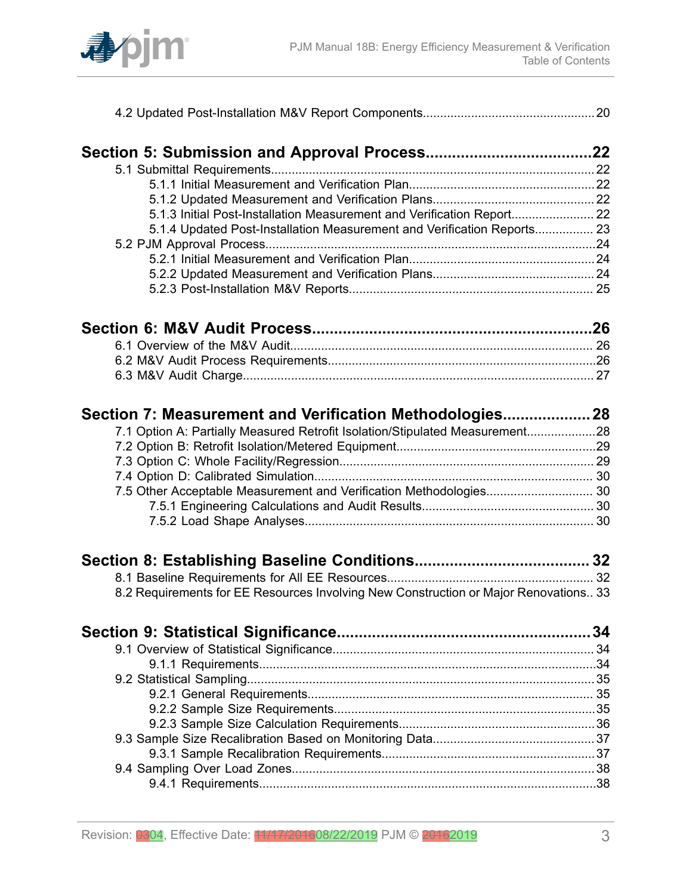4.2 Updated Post-Installation M&V Report Components.................................................20

**Section 5: Submission and Approval Process.....................................22**

5.1 Submittal Requirements.............................................................................................22

5.1.1 Initial Measurement and Verification Plan.....................................................22

5.1.2 Updated Measurement and Verification Plans...............................................22

5.1.3 Initial Post-Installation Measurement and Verification Report........................22

5.1.4 Updated Post-Installation Measurement and Verification Reports.................23

5.2 PJM Approval Process................................................................................................24

5.2.1 Initial Measurement and Verification Plan.....................................................24

5.2.2 Updated Measurement and Verification Plans...............................................24

5.2.3 Post-Installation M&V Reports.......................................................................25

**Section 6: M&V Audit Process...............................................................26**

6.1 Overview of the M&V Audit........................................................................................26

6.2 M&V Audit Process Requirements.............................................................................26

6.3 M&V Audit Charge.....................................................................................................27

**Section 7: Measurement and Verification Methodologies...................28**

7.1 Option A: Partially Measured Retrofit Isolation/Stipulated Measurement....................28

7.2 Option B: Retrofit Isolation/Metered Equipment..........................................................29

7.3 Option C: Whole Facility/Regression..........................................................................29

7.4 Option D: Calibrated Simulation.................................................................................30

7.5 Other Acceptable Measurement and Verification Methodologies...............................30

7.5.1 Engineering Calculations and Audit Results..................................................30

7.5.2 Load Shape Analyses...................................................................................30

**Section 8: Establishing Baseline Conditions.......................................32**

8.1 Baseline Requirements for All EE Resources............................................................32

8.2 Requirements for EE Resources Involving New Construction or Major Renovations..33

**Section 9: Statistical Significance.........................................................34**

9.1 Overview of Statistical Significance............................................................................34

9.1.1 Requirements.................................................................................................34

9.2 Statistical Sampling.....................................................................................................35

9.2.1 General Requirements...................................................................................35

9.2.2 Sample Size Requirements............................................................................35

9.2.3 Sample Size Calculation Requirements.........................................................36

9.3 Sample Size Recalibration Based on Monitoring Data...............................................37

9.3.1 Sample Recalibration Requirements..............................................................37

9.4 Sampling Over Load Zones.........................................................................................38

9.4.1 Requirements.................................................................................................38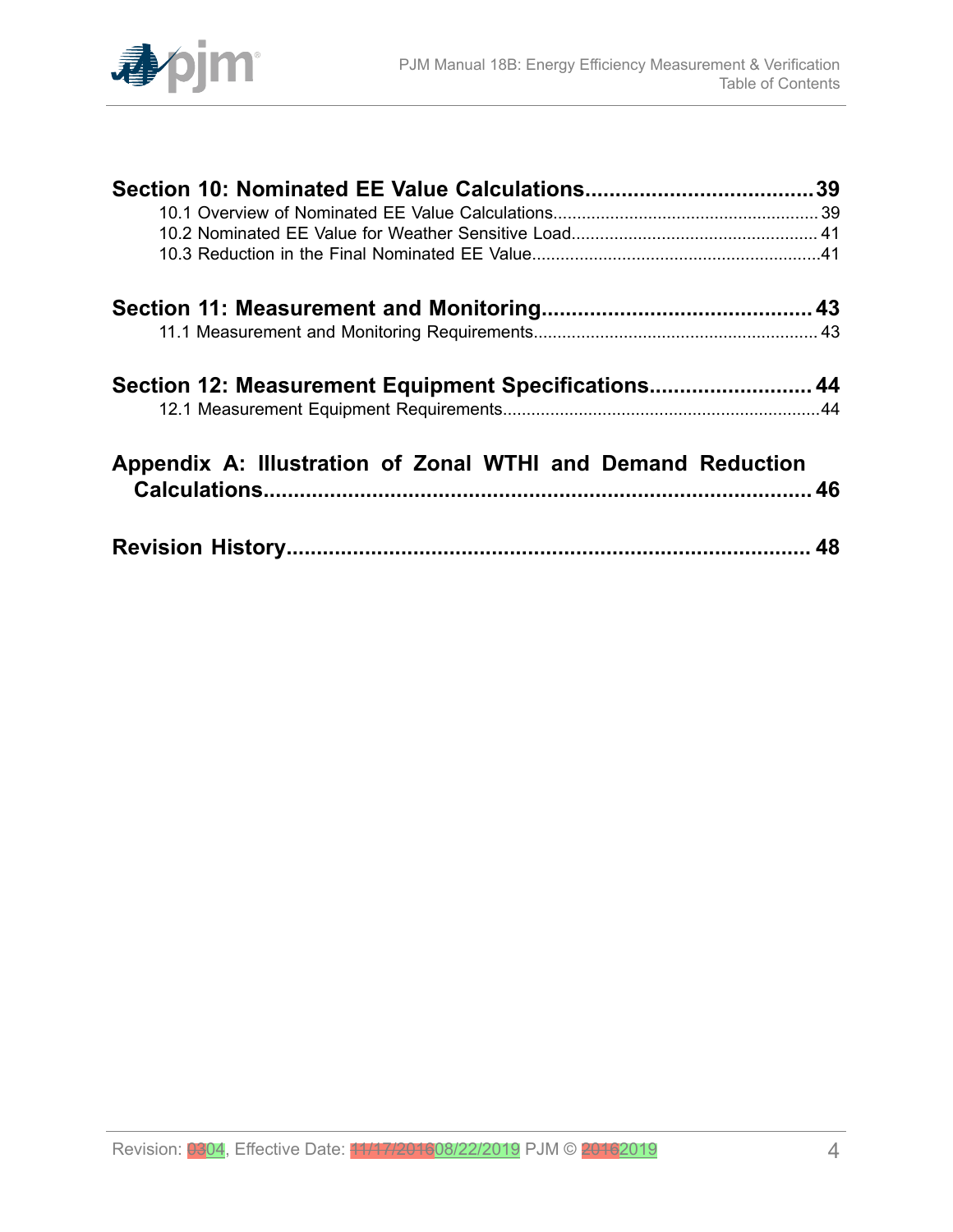**Section 10: Nominated EE Value Calculations.....................................39**

10.1 Overview of Nominated EE Value Calculations....................................................... 39

10.2 Nominated EE Value for Weather Sensitive Load.................................................... 41

10.3 Reduction in the Final Nominated EE Value............................................................41

**Section 11: Measurement and Monitoring............................................43**

11.1 Measurement and Monitoring Requirements........................................................... 43

**Section 12: Measurement Equipment Specifications...........................44**

12.1 Measurement Equipment Requirements..................................................................44

**Appendix A: Illustration of Zonal WTHI and Demand Reduction Calculations..........................................................................................46**

**Revision History.....................................................................................48**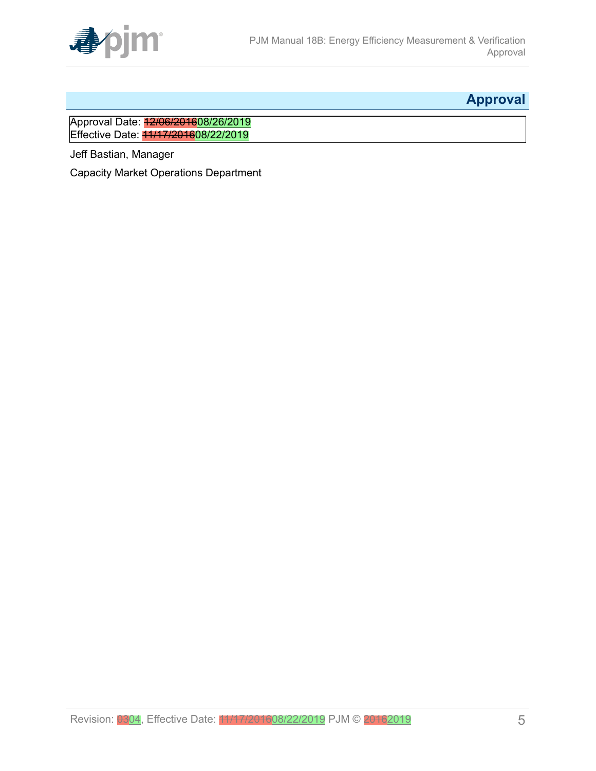# Approval

| Approval Date: ~~12/06/2016~~08/26/2019 |
| --- |
| Effective Date: ~~11/17/2016~~08/22/2019 |

Jeff Bastian, Manager

Capacity Market Operations Department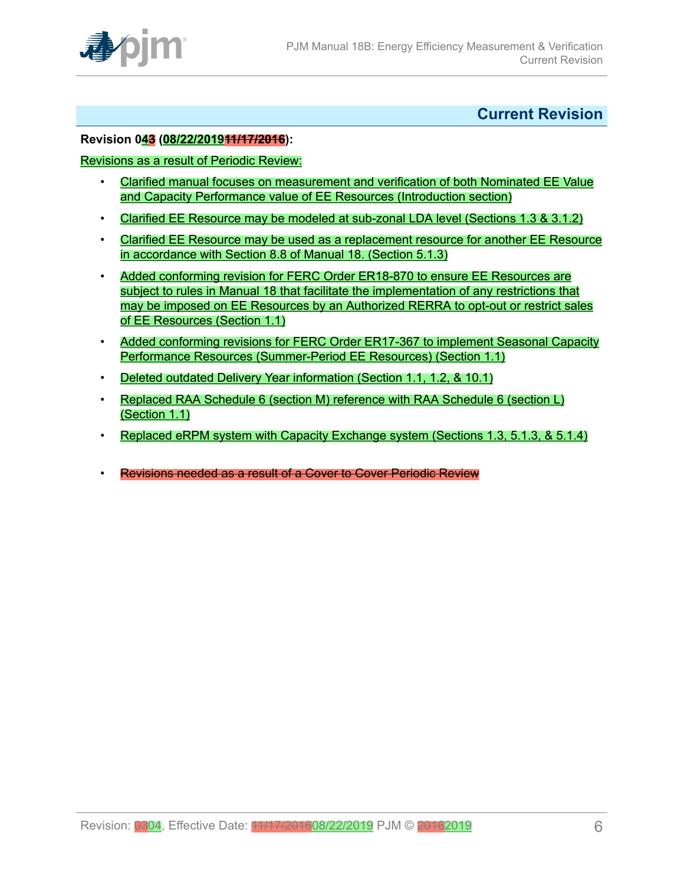## Current Revision

**Revision 04~~3~~ (08/22/2019~~11/17/2016~~):**

Revisions as a result of Periodic Review:

- Clarified manual focuses on measurement and verification of both Nominated EE Value and Capacity Performance value of EE Resources (Introduction section)
- Clarified EE Resource may be modeled at sub-zonal LDA level (Sections 1.3 & 3.1.2)
- Clarified EE Resource may be used as a replacement resource for another EE Resource in accordance with Section 8.8 of Manual 18. (Section 5.1.3)
- Added conforming revision for FERC Order ER18-870 to ensure EE Resources are subject to rules in Manual 18 that facilitate the implementation of any restrictions that may be imposed on EE Resources by an Authorized RERRA to opt-out or restrict sales of EE Resources (Section 1.1)
- Added conforming revisions for FERC Order ER17-367 to implement Seasonal Capacity Performance Resources (Summer-Period EE Resources) (Section 1.1)
- Deleted outdated Delivery Year information (Section 1.1, 1.2, & 10.1)
- Replaced RAA Schedule 6 (section M) reference with RAA Schedule 6 (section L) (Section 1.1)
- Replaced eRPM system with Capacity Exchange system (Sections 1.3, 5.1.3, & 5.1.4)

- ~~Revisions needed as a result of a Cover to Cover Periodic Review~~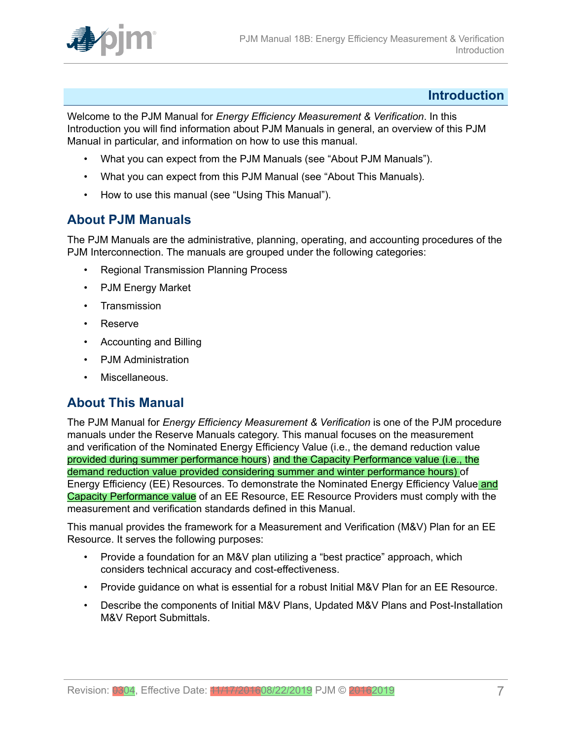## Introduction

Welcome to the PJM Manual for *Energy Efficiency Measurement & Verification*. In this Introduction you will find information about PJM Manuals in general, an overview of this PJM Manual in particular, and information on how to use this manual.

- What you can expect from the PJM Manuals (see "About PJM Manuals").
- What you can expect from this PJM Manual (see "About This Manuals).
- How to use this manual (see "Using This Manual").

## About PJM Manuals

The PJM Manuals are the administrative, planning, operating, and accounting procedures of the PJM Interconnection. The manuals are grouped under the following categories:

- Regional Transmission Planning Process
- PJM Energy Market
- Transmission
- Reserve
- Accounting and Billing
- PJM Administration
- Miscellaneous.

## About This Manual

The PJM Manual for *Energy Efficiency Measurement & Verification* is one of the PJM procedure manuals under the Reserve Manuals category. This manual focuses on the measurement and verification of the Nominated Energy Efficiency Value (i.e., the demand reduction value provided during summer performance hours) and the Capacity Performance value (i.e., the demand reduction value provided considering summer and winter performance hours) of Energy Efficiency (EE) Resources. To demonstrate the Nominated Energy Efficiency Value and Capacity Performance value of an EE Resource, EE Resource Providers must comply with the measurement and verification standards defined in this Manual.

This manual provides the framework for a Measurement and Verification (M&V) Plan for an EE Resource. It serves the following purposes:

- Provide a foundation for an M&V plan utilizing a "best practice" approach, which considers technical accuracy and cost-effectiveness.
- Provide guidance on what is essential for a robust Initial M&V Plan for an EE Resource.
- Describe the components of Initial M&V Plans, Updated M&V Plans and Post-Installation M&V Report Submittals.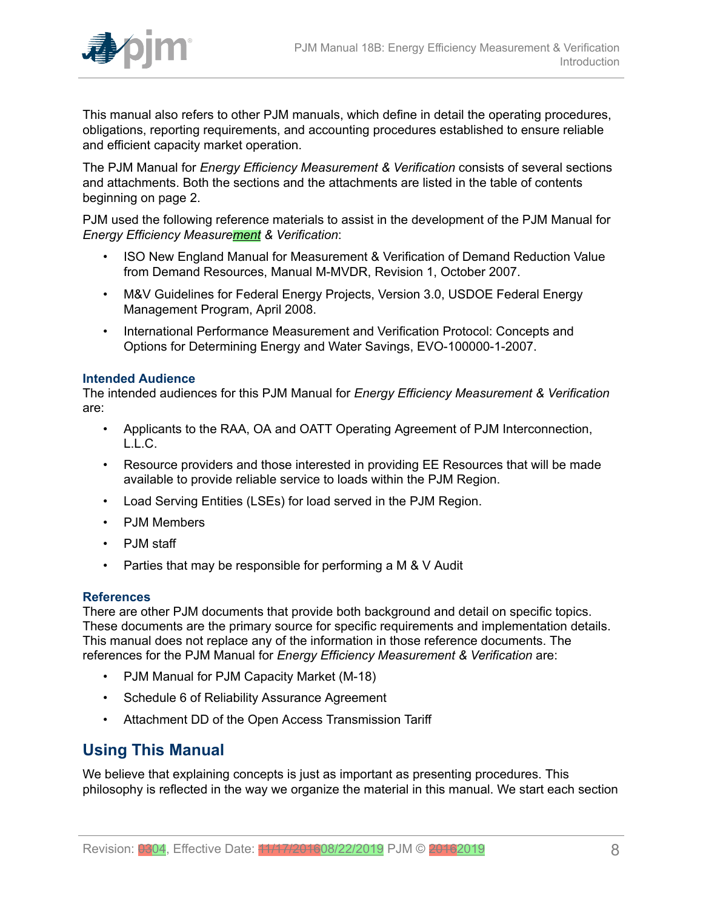This manual also refers to other PJM manuals, which define in detail the operating procedures, obligations, reporting requirements, and accounting procedures established to ensure reliable and efficient capacity market operation.

The PJM Manual for *Energy Efficiency Measurement & Verification* consists of several sections and attachments. Both the sections and the attachments are listed in the table of contents beginning on page 2.

PJM used the following reference materials to assist in the development of the PJM Manual for *Energy Efficiency Measurement & Verification*:

- ISO New England Manual for Measurement & Verification of Demand Reduction Value from Demand Resources, Manual M-MVDR, Revision 1, October 2007.
- M&V Guidelines for Federal Energy Projects, Version 3.0, USDOE Federal Energy Management Program, April 2008.
- International Performance Measurement and Verification Protocol: Concepts and Options for Determining Energy and Water Savings, EVO-100000-1-2007.

### Intended Audience

The intended audiences for this PJM Manual for *Energy Efficiency Measurement & Verification* are:

- Applicants to the RAA, OA and OATT Operating Agreement of PJM Interconnection, L.L.C.
- Resource providers and those interested in providing EE Resources that will be made available to provide reliable service to loads within the PJM Region.
- Load Serving Entities (LSEs) for load served in the PJM Region.
- PJM Members
- PJM staff
- Parties that may be responsible for performing a M & V Audit

### References

There are other PJM documents that provide both background and detail on specific topics. These documents are the primary source for specific requirements and implementation details. This manual does not replace any of the information in those reference documents. The references for the PJM Manual for *Energy Efficiency Measurement & Verification* are:

- PJM Manual for PJM Capacity Market (M-18)
- Schedule 6 of Reliability Assurance Agreement
- Attachment DD of the Open Access Transmission Tariff

## Using This Manual

We believe that explaining concepts is just as important as presenting procedures. This philosophy is reflected in the way we organize the material in this manual. We start each section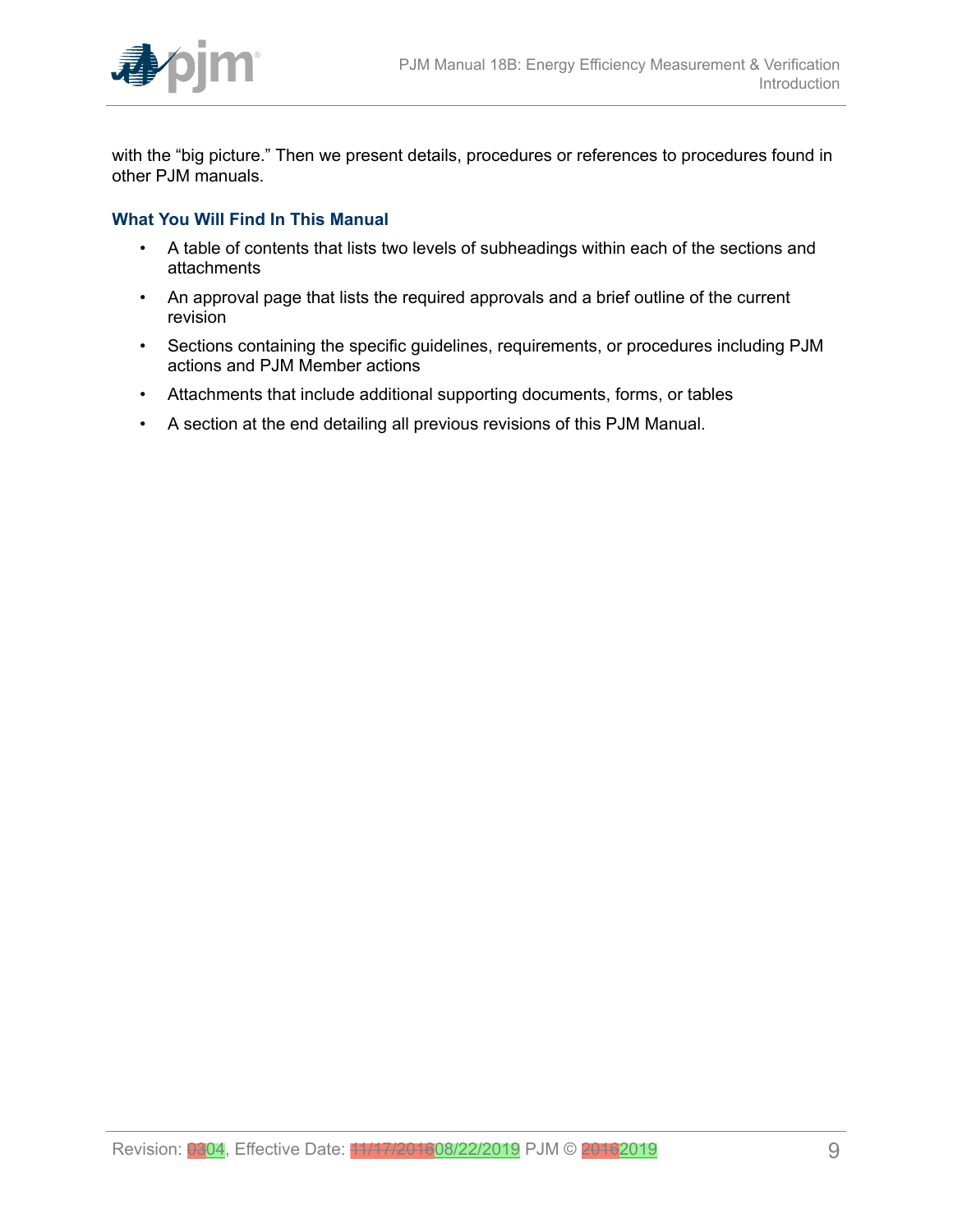with the “big picture.” Then we present details, procedures or references to procedures found in other PJM manuals.

### What You Will Find In This Manual

- A table of contents that lists two levels of subheadings within each of the sections and attachments
- An approval page that lists the required approvals and a brief outline of the current revision
- Sections containing the specific guidelines, requirements, or procedures including PJM actions and PJM Member actions
- Attachments that include additional supporting documents, forms, or tables
- A section at the end detailing all previous revisions of this PJM Manual.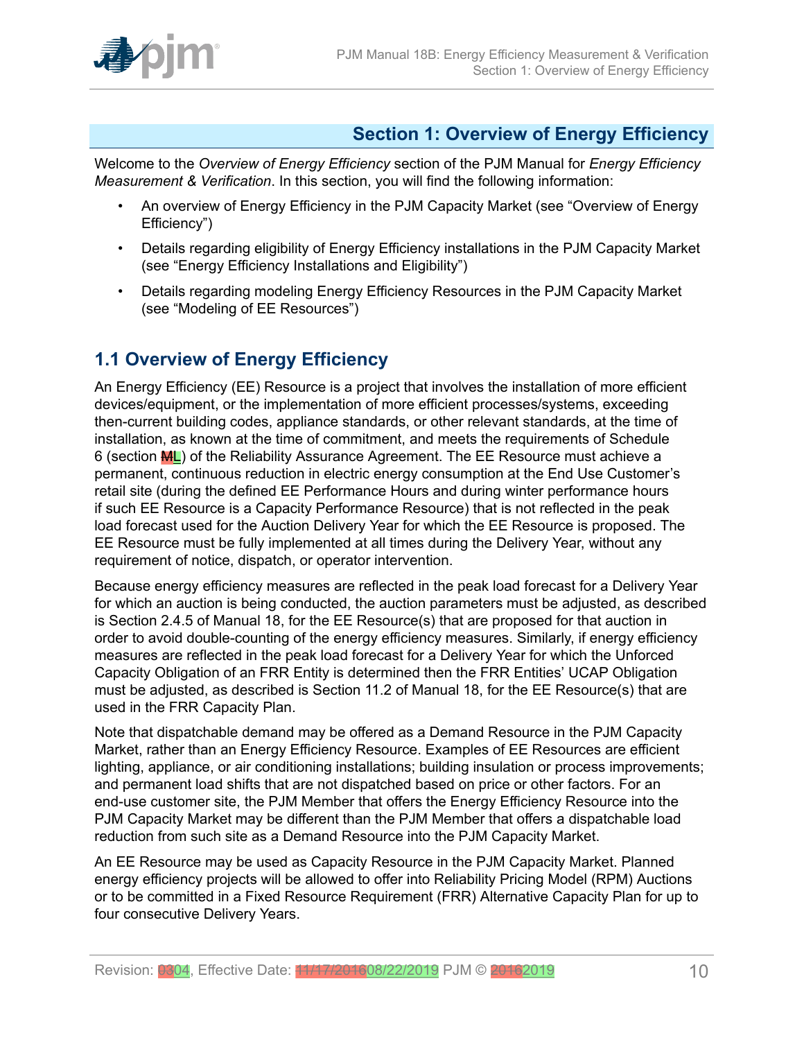# Section 1: Overview of Energy Efficiency

Welcome to the *Overview of Energy Efficiency* section of the PJM Manual for *Energy Efficiency Measurement & Verification*. In this section, you will find the following information:

- An overview of Energy Efficiency in the PJM Capacity Market (see "Overview of Energy Efficiency")
- Details regarding eligibility of Energy Efficiency installations in the PJM Capacity Market (see "Energy Efficiency Installations and Eligibility")
- Details regarding modeling Energy Efficiency Resources in the PJM Capacity Market (see "Modeling of EE Resources")

## 1.1 Overview of Energy Efficiency

An Energy Efficiency (EE) Resource is a project that involves the installation of more efficient devices/equipment, or the implementation of more efficient processes/systems, exceeding then-current building codes, appliance standards, or other relevant standards, at the time of installation, as known at the time of commitment, and meets the requirements of Schedule 6 (section ~~M~~L) of the Reliability Assurance Agreement. The EE Resource must achieve a permanent, continuous reduction in electric energy consumption at the End Use Customer's retail site (during the defined EE Performance Hours and during winter performance hours if such EE Resource is a Capacity Performance Resource) that is not reflected in the peak load forecast used for the Auction Delivery Year for which the EE Resource is proposed. The EE Resource must be fully implemented at all times during the Delivery Year, without any requirement of notice, dispatch, or operator intervention.

Because energy efficiency measures are reflected in the peak load forecast for a Delivery Year for which an auction is being conducted, the auction parameters must be adjusted, as described is Section 2.4.5 of Manual 18, for the EE Resource(s) that are proposed for that auction in order to avoid double-counting of the energy efficiency measures. Similarly, if energy efficiency measures are reflected in the peak load forecast for a Delivery Year for which the Unforced Capacity Obligation of an FRR Entity is determined then the FRR Entities' UCAP Obligation must be adjusted, as described is Section 11.2 of Manual 18, for the EE Resource(s) that are used in the FRR Capacity Plan.

Note that dispatchable demand may be offered as a Demand Resource in the PJM Capacity Market, rather than an Energy Efficiency Resource. Examples of EE Resources are efficient lighting, appliance, or air conditioning installations; building insulation or process improvements; and permanent load shifts that are not dispatched based on price or other factors. For an end-use customer site, the PJM Member that offers the Energy Efficiency Resource into the PJM Capacity Market may be different than the PJM Member that offers a dispatchable load reduction from such site as a Demand Resource into the PJM Capacity Market.

An EE Resource may be used as Capacity Resource in the PJM Capacity Market. Planned energy efficiency projects will be allowed to offer into Reliability Pricing Model (RPM) Auctions or to be committed in a Fixed Resource Requirement (FRR) Alternative Capacity Plan for up to four consecutive Delivery Years.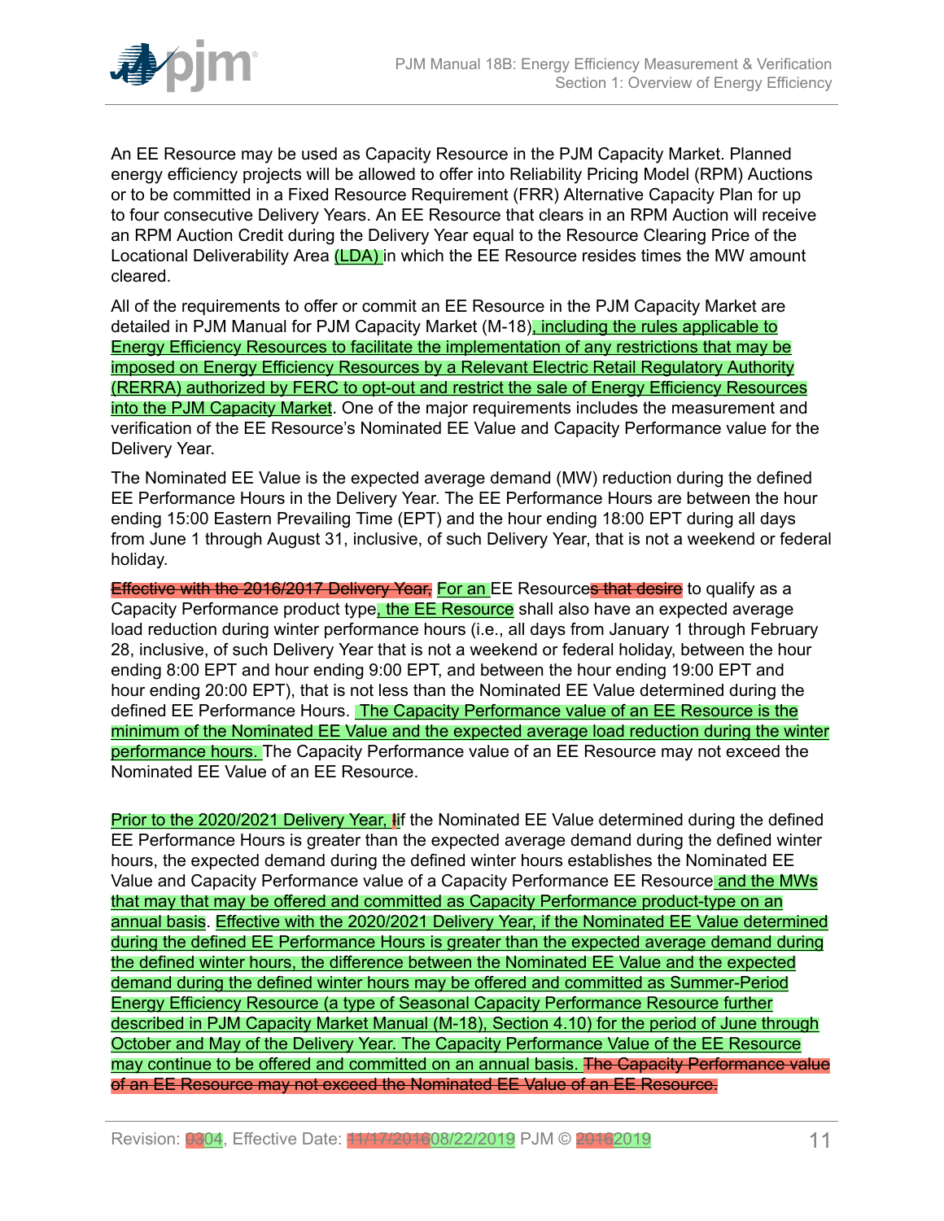An EE Resource may be used as Capacity Resource in the PJM Capacity Market. Planned energy efficiency projects will be allowed to offer into Reliability Pricing Model (RPM) Auctions or to be committed in a Fixed Resource Requirement (FRR) Alternative Capacity Plan for up to four consecutive Delivery Years. An EE Resource that clears in an RPM Auction will receive an RPM Auction Credit during the Delivery Year equal to the Resource Clearing Price of the Locational Deliverability Area (LDA) in which the EE Resource resides times the MW amount cleared.

All of the requirements to offer or commit an EE Resource in the PJM Capacity Market are detailed in PJM Manual for PJM Capacity Market (M-18), including the rules applicable to Energy Efficiency Resources to facilitate the implementation of any restrictions that may be imposed on Energy Efficiency Resources by a Relevant Electric Retail Regulatory Authority (RERRA) authorized by FERC to opt-out and restrict the sale of Energy Efficiency Resources into the PJM Capacity Market. One of the major requirements includes the measurement and verification of the EE Resource's Nominated EE Value and Capacity Performance value for the Delivery Year.

The Nominated EE Value is the expected average demand (MW) reduction during the defined EE Performance Hours in the Delivery Year. The EE Performance Hours are between the hour ending 15:00 Eastern Prevailing Time (EPT) and the hour ending 18:00 EPT during all days from June 1 through August 31, inclusive, of such Delivery Year, that is not a weekend or federal holiday.

~~Effective with the 2016/2017 Delivery Year,~~ For an EE Resource~~s that desire~~ to qualify as a Capacity Performance product type, the EE Resource shall also have an expected average load reduction during winter performance hours (i.e., all days from January 1 through February 28, inclusive, of such Delivery Year that is not a weekend or federal holiday, between the hour ending 8:00 EPT and hour ending 9:00 EPT, and between the hour ending 19:00 EPT and hour ending 20:00 EPT), that is not less than the Nominated EE Value determined during the defined EE Performance Hours. The Capacity Performance value of an EE Resource is the minimum of the Nominated EE Value and the expected average load reduction during the winter performance hours. The Capacity Performance value of an EE Resource may not exceed the Nominated EE Value of an EE Resource.

Prior to the 2020/2021 Delivery Year, ~~I~~if the Nominated EE Value determined during the defined EE Performance Hours is greater than the expected average demand during the defined winter hours, the expected demand during the defined winter hours establishes the Nominated EE Value and Capacity Performance value of a Capacity Performance EE Resource and the MWs that may that may be offered and committed as Capacity Performance product-type on an annual basis. Effective with the 2020/2021 Delivery Year, if the Nominated EE Value determined during the defined EE Performance Hours is greater than the expected average demand during the defined winter hours, the difference between the Nominated EE Value and the expected demand during the defined winter hours may be offered and committed as Summer-Period Energy Efficiency Resource (a type of Seasonal Capacity Performance Resource further described in PJM Capacity Market Manual (M-18), Section 4.10) for the period of June through October and May of the Delivery Year. The Capacity Performance Value of the EE Resource may continue to be offered and committed on an annual basis. ~~The Capacity Performance value of an EE Resource may not exceed the Nominated EE Value of an EE Resource.~~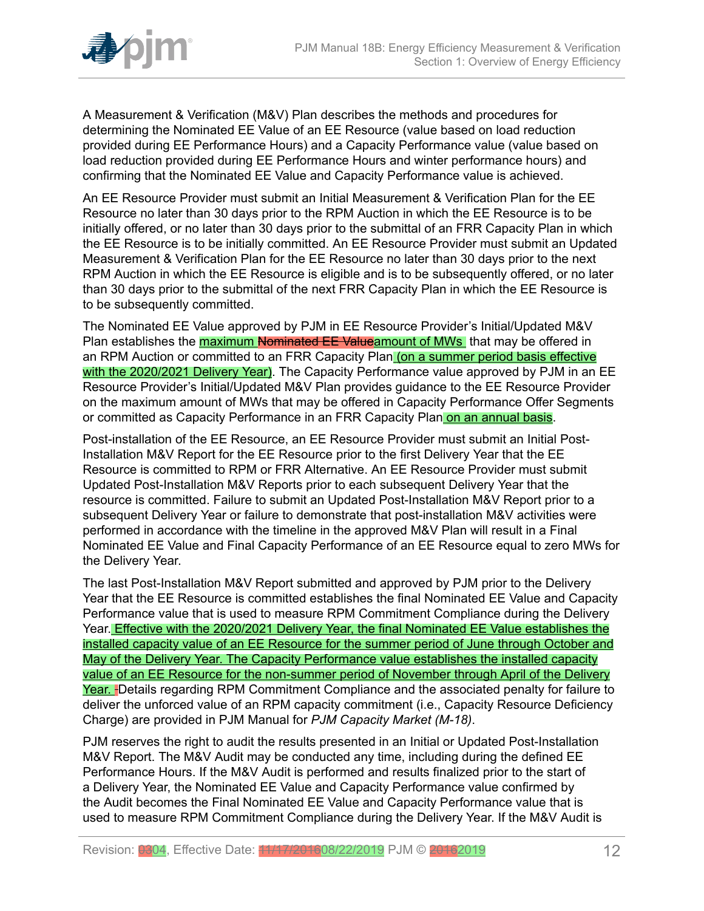A Measurement & Verification (M&V) Plan describes the methods and procedures for determining the Nominated EE Value of an EE Resource (value based on load reduction provided during EE Performance Hours) and a Capacity Performance value (value based on load reduction provided during EE Performance Hours and winter performance hours) and confirming that the Nominated EE Value and Capacity Performance value is achieved.

An EE Resource Provider must submit an Initial Measurement & Verification Plan for the EE Resource no later than 30 days prior to the RPM Auction in which the EE Resource is to be initially offered, or no later than 30 days prior to the submittal of an FRR Capacity Plan in which the EE Resource is to be initially committed. An EE Resource Provider must submit an Updated Measurement & Verification Plan for the EE Resource no later than 30 days prior to the next RPM Auction in which the EE Resource is eligible and is to be subsequently offered, or no later than 30 days prior to the submittal of the next FRR Capacity Plan in which the EE Resource is to be subsequently committed.

The Nominated EE Value approved by PJM in EE Resource Provider's Initial/Updated M&V Plan establishes the maximum ~~Nominated EE Value~~amount of MWs that may be offered in an RPM Auction or committed to an FRR Capacity Plan (on a summer period basis effective with the 2020/2021 Delivery Year). The Capacity Performance value approved by PJM in an EE Resource Provider's Initial/Updated M&V Plan provides guidance to the EE Resource Provider on the maximum amount of MWs that may be offered in Capacity Performance Offer Segments or committed as Capacity Performance in an FRR Capacity Plan on an annual basis.

Post-installation of the EE Resource, an EE Resource Provider must submit an Initial Post-Installation M&V Report for the EE Resource prior to the first Delivery Year that the EE Resource is committed to RPM or FRR Alternative. An EE Resource Provider must submit Updated Post-Installation M&V Reports prior to each subsequent Delivery Year that the resource is committed. Failure to submit an Updated Post-Installation M&V Report prior to a subsequent Delivery Year or failure to demonstrate that post-installation M&V activities were performed in accordance with the timeline in the approved M&V Plan will result in a Final Nominated EE Value and Final Capacity Performance of an EE Resource equal to zero MWs for the Delivery Year.

The last Post-Installation M&V Report submitted and approved by PJM prior to the Delivery Year that the EE Resource is committed establishes the final Nominated EE Value and Capacity Performance value that is used to measure RPM Commitment Compliance during the Delivery Year. Effective with the 2020/2021 Delivery Year, the final Nominated EE Value establishes the installed capacity value of an EE Resource for the summer period of June through October and May of the Delivery Year. The Capacity Performance value establishes the installed capacity value of an EE Resource for the non-summer period of November through April of the Delivery Year. Details regarding RPM Commitment Compliance and the associated penalty for failure to deliver the unforced value of an RPM capacity commitment (i.e., Capacity Resource Deficiency Charge) are provided in PJM Manual for *PJM Capacity Market (M-18)*.

PJM reserves the right to audit the results presented in an Initial or Updated Post-Installation M&V Report. The M&V Audit may be conducted any time, including during the defined EE Performance Hours. If the M&V Audit is performed and results finalized prior to the start of a Delivery Year, the Nominated EE Value and Capacity Performance value confirmed by the Audit becomes the Final Nominated EE Value and Capacity Performance value that is used to measure RPM Commitment Compliance during the Delivery Year. If the M&V Audit is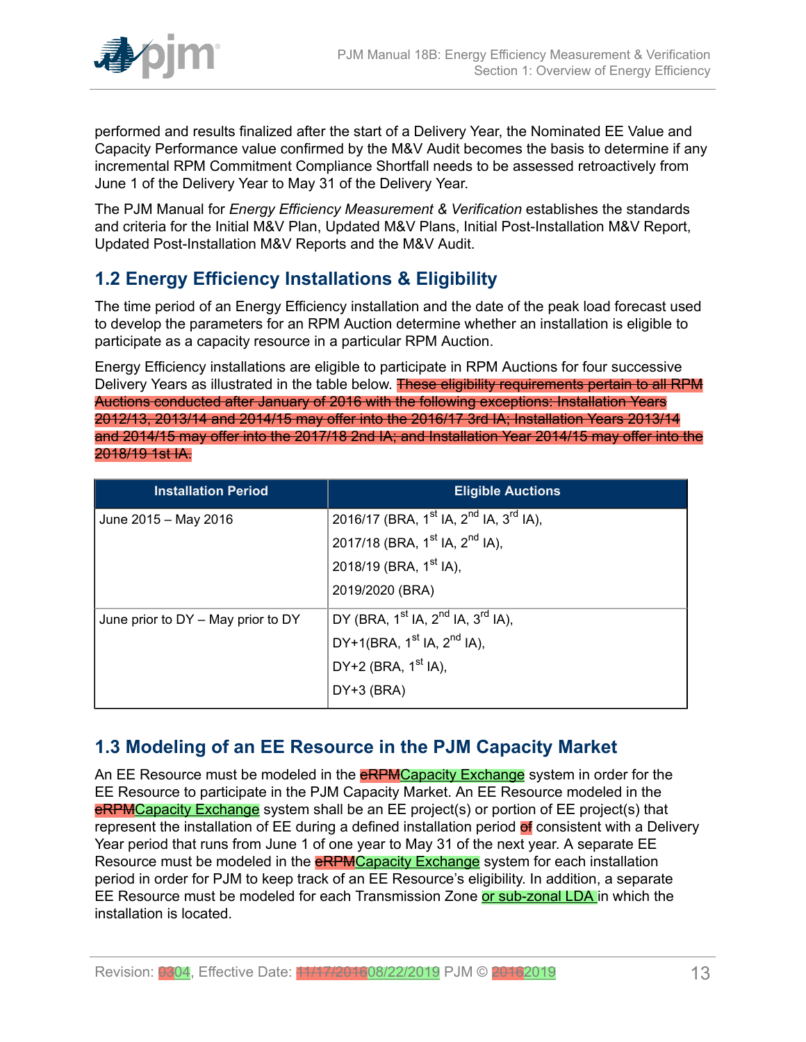performed and results finalized after the start of a Delivery Year, the Nominated EE Value and Capacity Performance value confirmed by the M&V Audit becomes the basis to determine if any incremental RPM Commitment Compliance Shortfall needs to be assessed retroactively from June 1 of the Delivery Year to May 31 of the Delivery Year.

The PJM Manual for *Energy Efficiency Measurement & Verification* establishes the standards and criteria for the Initial M&V Plan, Updated M&V Plans, Initial Post-Installation M&V Report, Updated Post-Installation M&V Reports and the M&V Audit.

## 1.2 Energy Efficiency Installations & Eligibility

The time period of an Energy Efficiency installation and the date of the peak load forecast used to develop the parameters for an RPM Auction determine whether an installation is eligible to participate as a capacity resource in a particular RPM Auction.

Energy Efficiency installations are eligible to participate in RPM Auctions for four successive Delivery Years as illustrated in the table below. ~~These eligibility requirements pertain to all RPM Auctions conducted after January of 2016 with the following exceptions: Installation Years 2012/13, 2013/14 and 2014/15 may offer into the 2016/17 3rd IA; Installation Years 2013/14 and 2014/15 may offer into the 2017/18 2nd IA; and Installation Year 2014/15 may offer into the 2018/19 1st IA.~~

| Installation Period | Eligible Auctions |
|---|---|
| June 2015 – May 2016 | 2016/17 (BRA, 1st IA, 2nd IA, 3rd IA),<br>2017/18 (BRA, 1st IA, 2nd IA),<br>2018/19 (BRA, 1st IA),<br>2019/2020 (BRA) |
| June prior to DY – May prior to DY | DY (BRA, 1st IA, 2nd IA, 3rd IA),<br>DY+1(BRA, 1st IA, 2nd IA),<br>DY+2 (BRA, 1st IA),<br>DY+3 (BRA) |

## 1.3 Modeling of an EE Resource in the PJM Capacity Market

An EE Resource must be modeled in the ~~eRPM~~Capacity Exchange system in order for the EE Resource to participate in the PJM Capacity Market. An EE Resource modeled in the ~~eRPM~~Capacity Exchange system shall be an EE project(s) or portion of EE project(s) that represent the installation of EE during a defined installation period ~~of~~ consistent with a Delivery Year period that runs from June 1 of one year to May 31 of the next year. A separate EE Resource must be modeled in the ~~eRPM~~Capacity Exchange system for each installation period in order for PJM to keep track of an EE Resource's eligibility. In addition, a separate EE Resource must be modeled for each Transmission Zone or sub-zonal LDA in which the installation is located.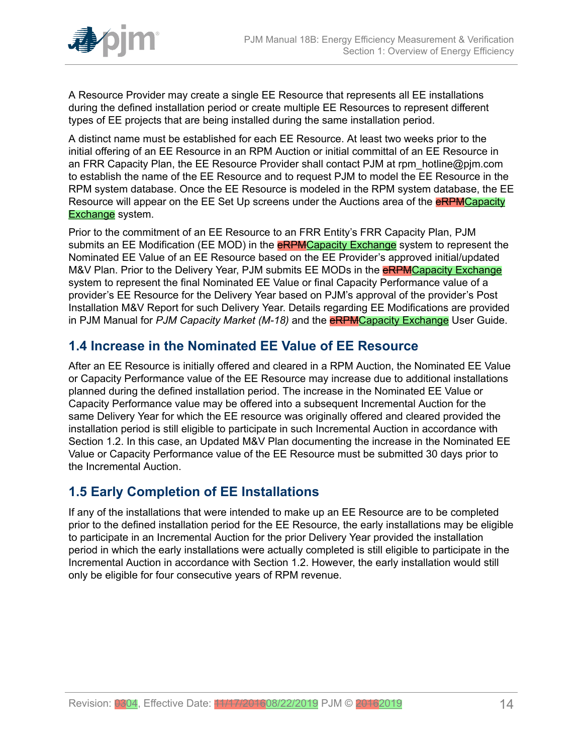A Resource Provider may create a single EE Resource that represents all EE installations during the defined installation period or create multiple EE Resources to represent different types of EE projects that are being installed during the same installation period.

A distinct name must be established for each EE Resource. At least two weeks prior to the initial offering of an EE Resource in an RPM Auction or initial committal of an EE Resource in an FRR Capacity Plan, the EE Resource Provider shall contact PJM at rpm_hotline@pjm.com to establish the name of the EE Resource and to request PJM to model the EE Resource in the RPM system database. Once the EE Resource is modeled in the RPM system database, the EE Resource will appear on the EE Set Up screens under the Auctions area of the ~~eRPM~~Capacity Exchange system.

Prior to the commitment of an EE Resource to an FRR Entity's FRR Capacity Plan, PJM submits an EE Modification (EE MOD) in the ~~eRPM~~Capacity Exchange system to represent the Nominated EE Value of an EE Resource based on the EE Provider's approved initial/updated M&V Plan. Prior to the Delivery Year, PJM submits EE MODs in the ~~eRPM~~Capacity Exchange system to represent the final Nominated EE Value or final Capacity Performance value of a provider's EE Resource for the Delivery Year based on PJM's approval of the provider's Post Installation M&V Report for such Delivery Year. Details regarding EE Modifications are provided in PJM Manual for *PJM Capacity Market (M-18)* and the ~~eRPM~~Capacity Exchange User Guide.

## 1.4 Increase in the Nominated EE Value of EE Resource

After an EE Resource is initially offered and cleared in a RPM Auction, the Nominated EE Value or Capacity Performance value of the EE Resource may increase due to additional installations planned during the defined installation period. The increase in the Nominated EE Value or Capacity Performance value may be offered into a subsequent Incremental Auction for the same Delivery Year for which the EE resource was originally offered and cleared provided the installation period is still eligible to participate in such Incremental Auction in accordance with Section 1.2. In this case, an Updated M&V Plan documenting the increase in the Nominated EE Value or Capacity Performance value of the EE Resource must be submitted 30 days prior to the Incremental Auction.

## 1.5 Early Completion of EE Installations

If any of the installations that were intended to make up an EE Resource are to be completed prior to the defined installation period for the EE Resource, the early installations may be eligible to participate in an Incremental Auction for the prior Delivery Year provided the installation period in which the early installations were actually completed is still eligible to participate in the Incremental Auction in accordance with Section 1.2. However, the early installation would still only be eligible for four consecutive years of RPM revenue.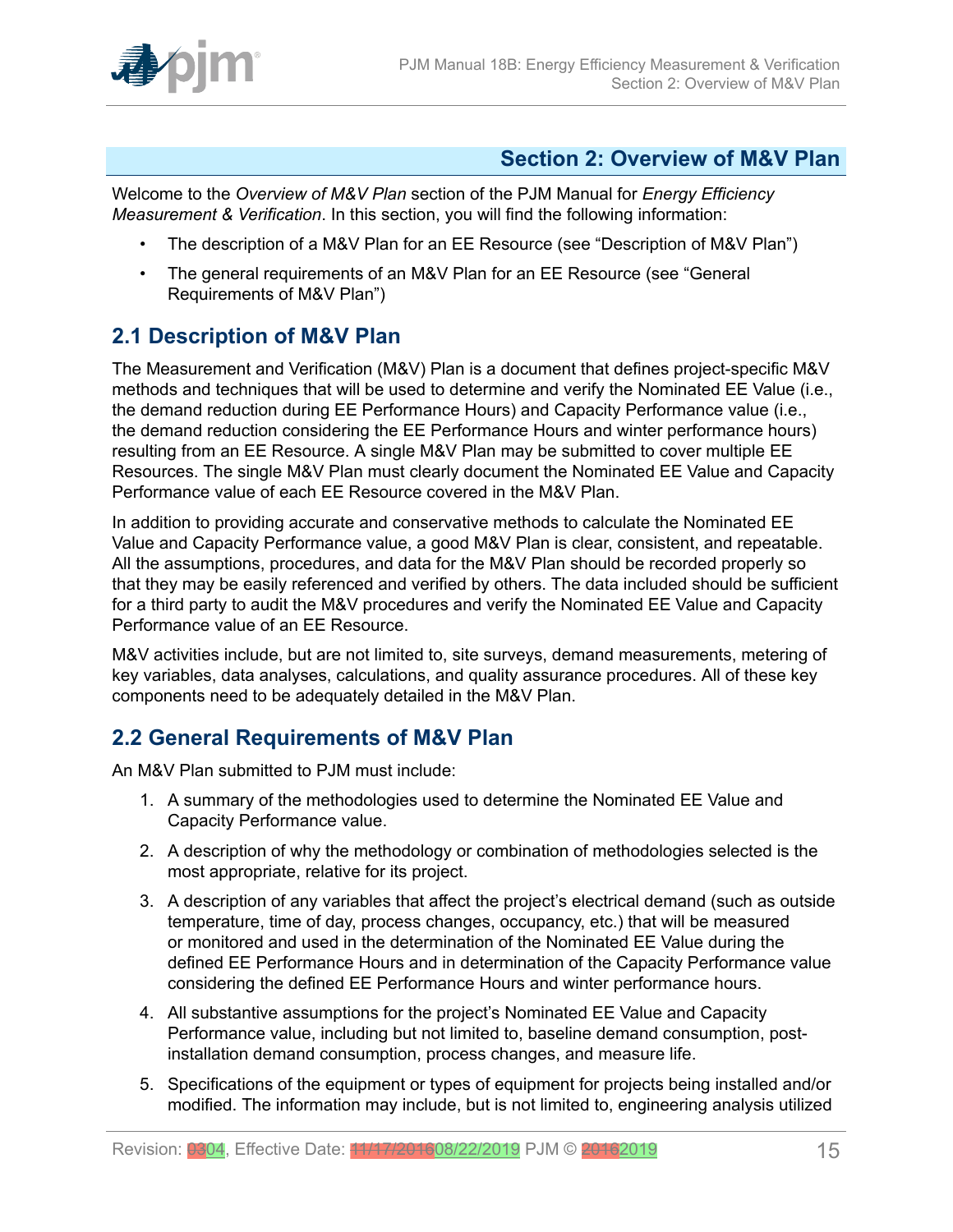# Section 2: Overview of M&V Plan

Welcome to the *Overview of M&V Plan* section of the PJM Manual for *Energy Efficiency Measurement & Verification*. In this section, you will find the following information:

- The description of a M&V Plan for an EE Resource (see "Description of M&V Plan")
- The general requirements of an M&V Plan for an EE Resource (see "General Requirements of M&V Plan")

## 2.1 Description of M&V Plan

The Measurement and Verification (M&V) Plan is a document that defines project-specific M&V methods and techniques that will be used to determine and verify the Nominated EE Value (i.e., the demand reduction during EE Performance Hours) and Capacity Performance value (i.e., the demand reduction considering the EE Performance Hours and winter performance hours) resulting from an EE Resource. A single M&V Plan may be submitted to cover multiple EE Resources. The single M&V Plan must clearly document the Nominated EE Value and Capacity Performance value of each EE Resource covered in the M&V Plan.

In addition to providing accurate and conservative methods to calculate the Nominated EE Value and Capacity Performance value, a good M&V Plan is clear, consistent, and repeatable. All the assumptions, procedures, and data for the M&V Plan should be recorded properly so that they may be easily referenced and verified by others. The data included should be sufficient for a third party to audit the M&V procedures and verify the Nominated EE Value and Capacity Performance value of an EE Resource.

M&V activities include, but are not limited to, site surveys, demand measurements, metering of key variables, data analyses, calculations, and quality assurance procedures. All of these key components need to be adequately detailed in the M&V Plan.

## 2.2 General Requirements of M&V Plan

An M&V Plan submitted to PJM must include:

1. A summary of the methodologies used to determine the Nominated EE Value and Capacity Performance value.
2. A description of why the methodology or combination of methodologies selected is the most appropriate, relative for its project.
3. A description of any variables that affect the project's electrical demand (such as outside temperature, time of day, process changes, occupancy, etc.) that will be measured or monitored and used in the determination of the Nominated EE Value during the defined EE Performance Hours and in determination of the Capacity Performance value considering the defined EE Performance Hours and winter performance hours.
4. All substantive assumptions for the project's Nominated EE Value and Capacity Performance value, including but not limited to, baseline demand consumption, post-installation demand consumption, process changes, and measure life.
5. Specifications of the equipment or types of equipment for projects being installed and/or modified. The information may include, but is not limited to, engineering analysis utilized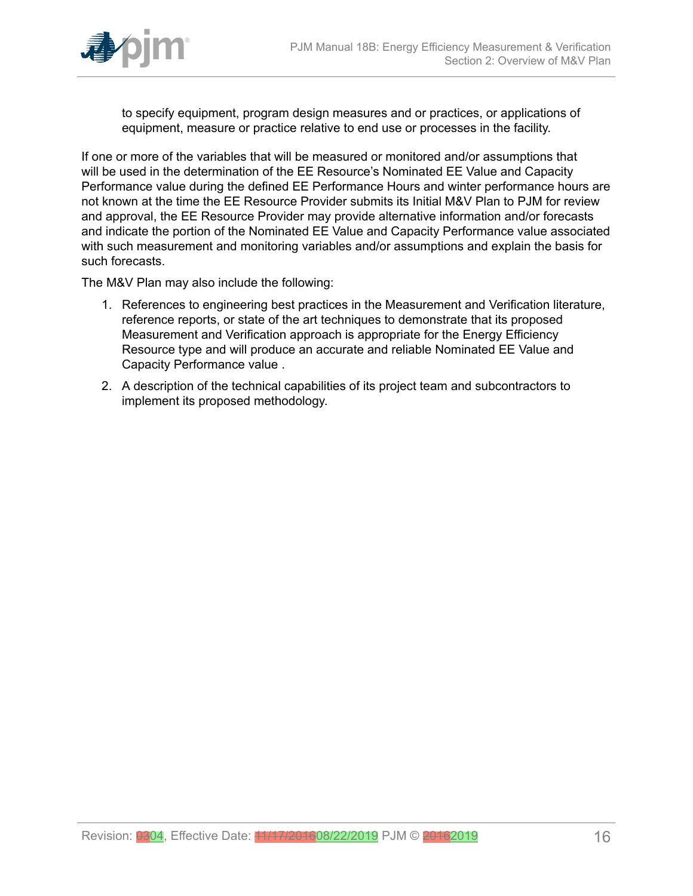to specify equipment, program design measures and or practices, or applications of equipment, measure or practice relative to end use or processes in the facility.

If one or more of the variables that will be measured or monitored and/or assumptions that will be used in the determination of the EE Resource's Nominated EE Value and Capacity Performance value during the defined EE Performance Hours and winter performance hours are not known at the time the EE Resource Provider submits its Initial M&V Plan to PJM for review and approval, the EE Resource Provider may provide alternative information and/or forecasts and indicate the portion of the Nominated EE Value and Capacity Performance value associated with such measurement and monitoring variables and/or assumptions and explain the basis for such forecasts.

The M&V Plan may also include the following:

1. References to engineering best practices in the Measurement and Verification literature, reference reports, or state of the art techniques to demonstrate that its proposed Measurement and Verification approach is appropriate for the Energy Efficiency Resource type and will produce an accurate and reliable Nominated EE Value and Capacity Performance value .
2. A description of the technical capabilities of its project team and subcontractors to implement its proposed methodology.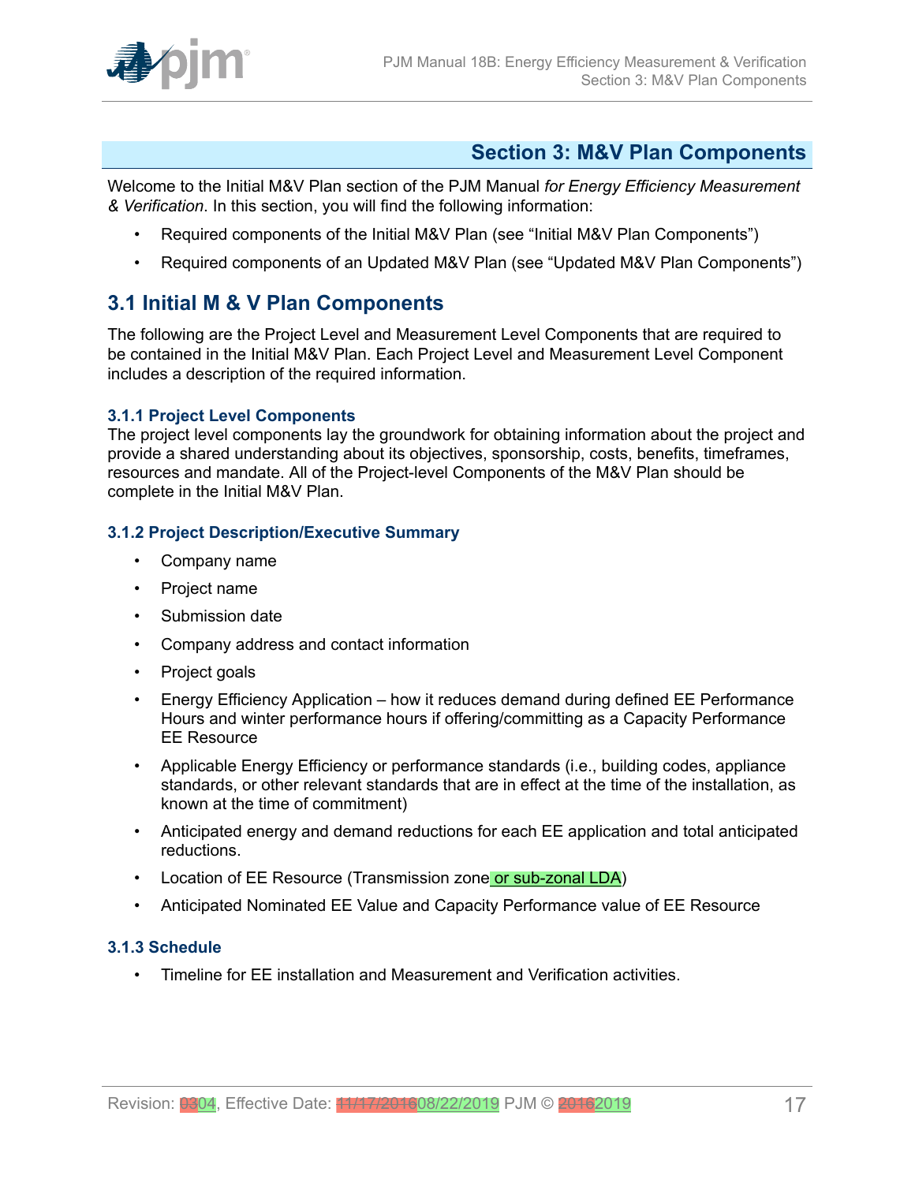# Section 3: M&V Plan Components

Welcome to the Initial M&V Plan section of the PJM Manual *for Energy Efficiency Measurement & Verification*. In this section, you will find the following information:

- Required components of the Initial M&V Plan (see "Initial M&V Plan Components")
- Required components of an Updated M&V Plan (see "Updated M&V Plan Components")

## 3.1 Initial M & V Plan Components

The following are the Project Level and Measurement Level Components that are required to be contained in the Initial M&V Plan. Each Project Level and Measurement Level Component includes a description of the required information.

### 3.1.1 Project Level Components

The project level components lay the groundwork for obtaining information about the project and provide a shared understanding about its objectives, sponsorship, costs, benefits, timeframes, resources and mandate. All of the Project-level Components of the M&V Plan should be complete in the Initial M&V Plan.

### 3.1.2 Project Description/Executive Summary

- Company name
- Project name
- Submission date
- Company address and contact information
- Project goals
- Energy Efficiency Application – how it reduces demand during defined EE Performance Hours and winter performance hours if offering/committing as a Capacity Performance EE Resource
- Applicable Energy Efficiency or performance standards (i.e., building codes, appliance standards, or other relevant standards that are in effect at the time of the installation, as known at the time of commitment)
- Anticipated energy and demand reductions for each EE application and total anticipated reductions.
- Location of EE Resource (Transmission zone or sub-zonal LDA)
- Anticipated Nominated EE Value and Capacity Performance value of EE Resource

### 3.1.3 Schedule

- Timeline for EE installation and Measurement and Verification activities.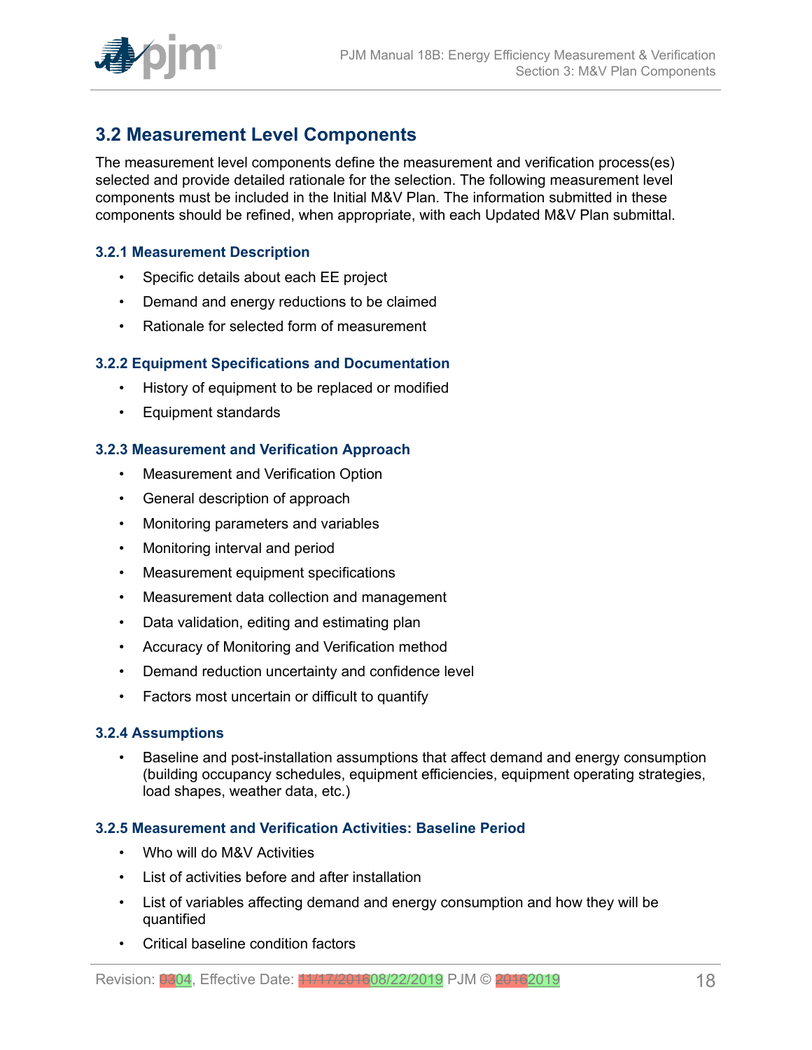## 3.2 Measurement Level Components

The measurement level components define the measurement and verification process(es) selected and provide detailed rationale for the selection. The following measurement level components must be included in the Initial M&V Plan. The information submitted in these components should be refined, when appropriate, with each Updated M&V Plan submittal.

### 3.2.1 Measurement Description

- Specific details about each EE project
- Demand and energy reductions to be claimed
- Rationale for selected form of measurement

### 3.2.2 Equipment Specifications and Documentation

- History of equipment to be replaced or modified
- Equipment standards

### 3.2.3 Measurement and Verification Approach

- Measurement and Verification Option
- General description of approach
- Monitoring parameters and variables
- Monitoring interval and period
- Measurement equipment specifications
- Measurement data collection and management
- Data validation, editing and estimating plan
- Accuracy of Monitoring and Verification method
- Demand reduction uncertainty and confidence level
- Factors most uncertain or difficult to quantify

### 3.2.4 Assumptions

- Baseline and post-installation assumptions that affect demand and energy consumption (building occupancy schedules, equipment efficiencies, equipment operating strategies, load shapes, weather data, etc.)

### 3.2.5 Measurement and Verification Activities: Baseline Period

- Who will do M&V Activities
- List of activities before and after installation
- List of variables affecting demand and energy consumption and how they will be quantified
- Critical baseline condition factors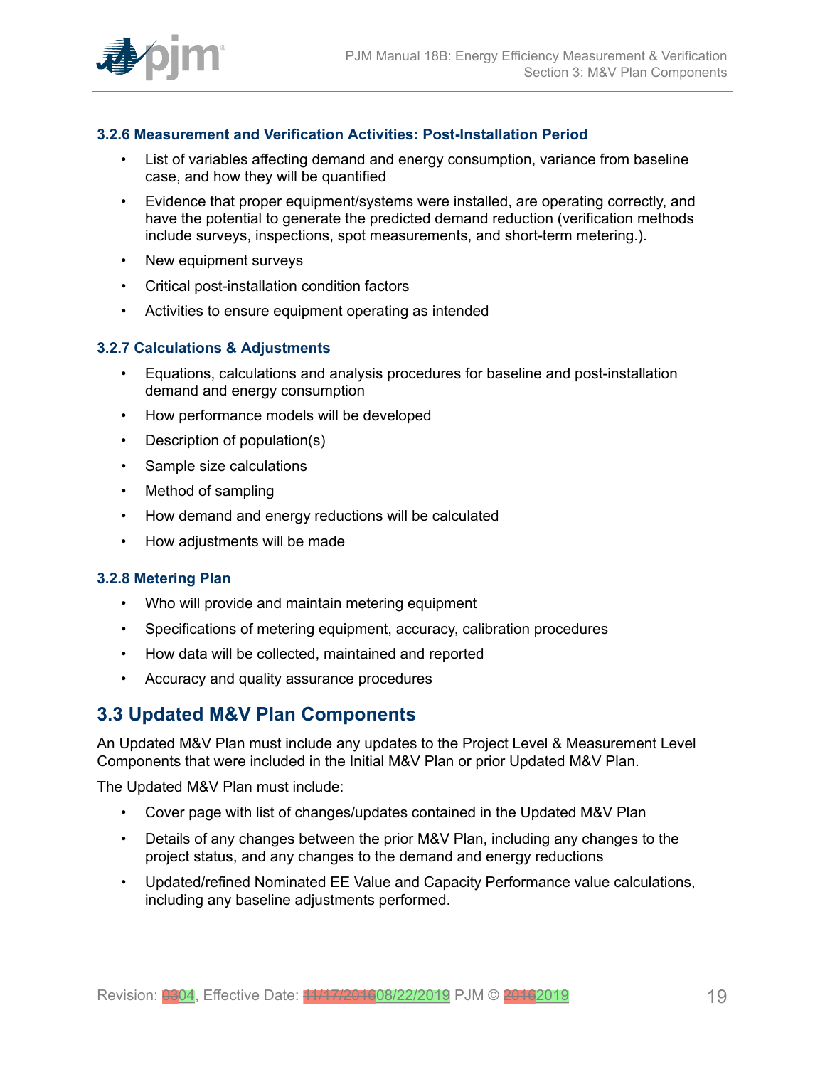### 3.2.6 Measurement and Verification Activities: Post-Installation Period

- List of variables affecting demand and energy consumption, variance from baseline case, and how they will be quantified
- Evidence that proper equipment/systems were installed, are operating correctly, and have the potential to generate the predicted demand reduction (verification methods include surveys, inspections, spot measurements, and short-term metering.).
- New equipment surveys
- Critical post-installation condition factors
- Activities to ensure equipment operating as intended

### 3.2.7 Calculations & Adjustments

- Equations, calculations and analysis procedures for baseline and post-installation demand and energy consumption
- How performance models will be developed
- Description of population(s)
- Sample size calculations
- Method of sampling
- How demand and energy reductions will be calculated
- How adjustments will be made

### 3.2.8 Metering Plan

- Who will provide and maintain metering equipment
- Specifications of metering equipment, accuracy, calibration procedures
- How data will be collected, maintained and reported
- Accuracy and quality assurance procedures

## 3.3 Updated M&V Plan Components

An Updated M&V Plan must include any updates to the Project Level & Measurement Level Components that were included in the Initial M&V Plan or prior Updated M&V Plan.

The Updated M&V Plan must include:

- Cover page with list of changes/updates contained in the Updated M&V Plan
- Details of any changes between the prior M&V Plan, including any changes to the project status, and any changes to the demand and energy reductions
- Updated/refined Nominated EE Value and Capacity Performance value calculations, including any baseline adjustments performed.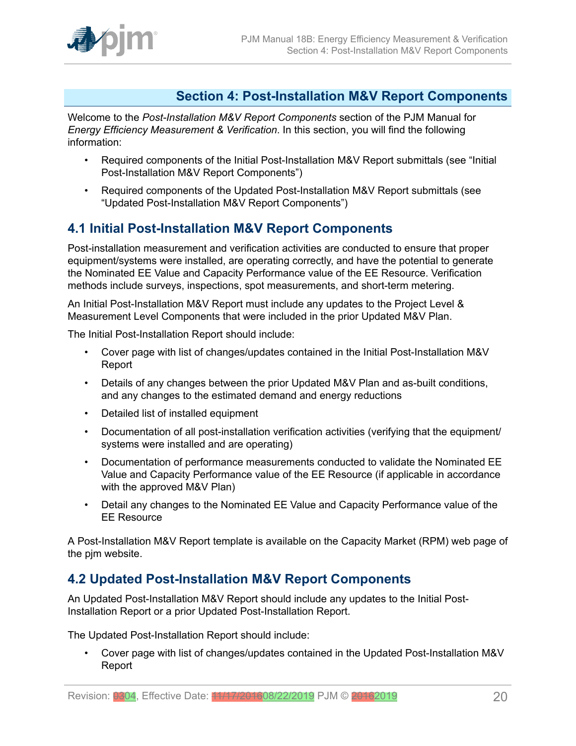## Section 4: Post-Installation M&V Report Components

Welcome to the *Post-Installation M&V Report Components* section of the PJM Manual for *Energy Efficiency Measurement & Verification*. In this section, you will find the following information:

- Required components of the Initial Post-Installation M&V Report submittals (see "Initial Post-Installation M&V Report Components")
- Required components of the Updated Post-Installation M&V Report submittals (see "Updated Post-Installation M&V Report Components")

### 4.1 Initial Post-Installation M&V Report Components

Post-installation measurement and verification activities are conducted to ensure that proper equipment/systems were installed, are operating correctly, and have the potential to generate the Nominated EE Value and Capacity Performance value of the EE Resource. Verification methods include surveys, inspections, spot measurements, and short-term metering.

An Initial Post-Installation M&V Report must include any updates to the Project Level & Measurement Level Components that were included in the prior Updated M&V Plan.

The Initial Post-Installation Report should include:

- Cover page with list of changes/updates contained in the Initial Post-Installation M&V Report
- Details of any changes between the prior Updated M&V Plan and as-built conditions, and any changes to the estimated demand and energy reductions
- Detailed list of installed equipment
- Documentation of all post-installation verification activities (verifying that the equipment/ systems were installed and are operating)
- Documentation of performance measurements conducted to validate the Nominated EE Value and Capacity Performance value of the EE Resource (if applicable in accordance with the approved M&V Plan)
- Detail any changes to the Nominated EE Value and Capacity Performance value of the EE Resource

A Post-Installation M&V Report template is available on the Capacity Market (RPM) web page of the pjm website.

### 4.2 Updated Post-Installation M&V Report Components

An Updated Post-Installation M&V Report should include any updates to the Initial Post-Installation Report or a prior Updated Post-Installation Report.

The Updated Post-Installation Report should include:

- Cover page with list of changes/updates contained in the Updated Post-Installation M&V Report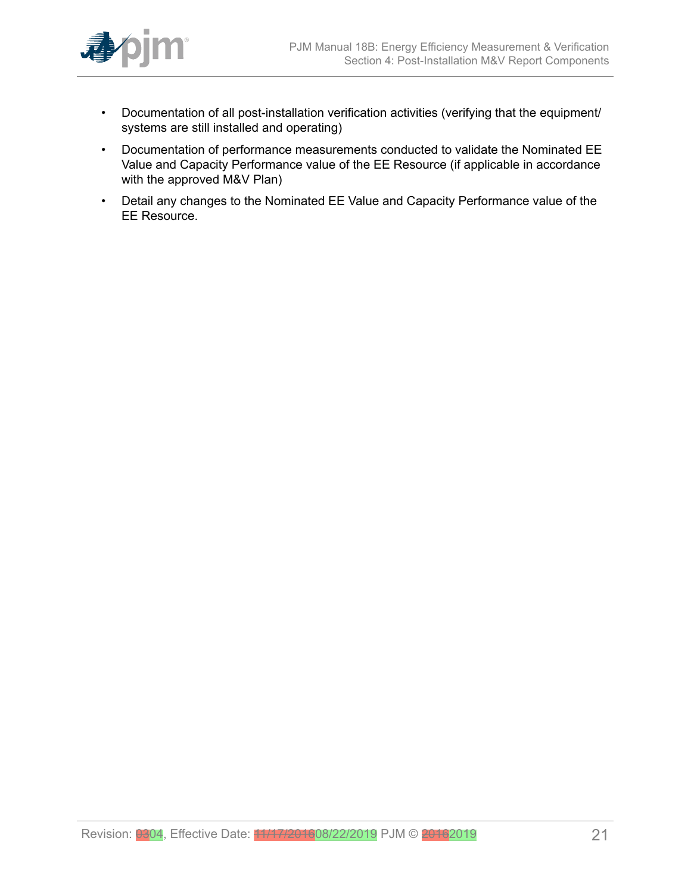- Documentation of all post-installation verification activities (verifying that the equipment/ systems are still installed and operating)
- Documentation of performance measurements conducted to validate the Nominated EE Value and Capacity Performance value of the EE Resource (if applicable in accordance with the approved M&V Plan)
- Detail any changes to the Nominated EE Value and Capacity Performance value of the EE Resource.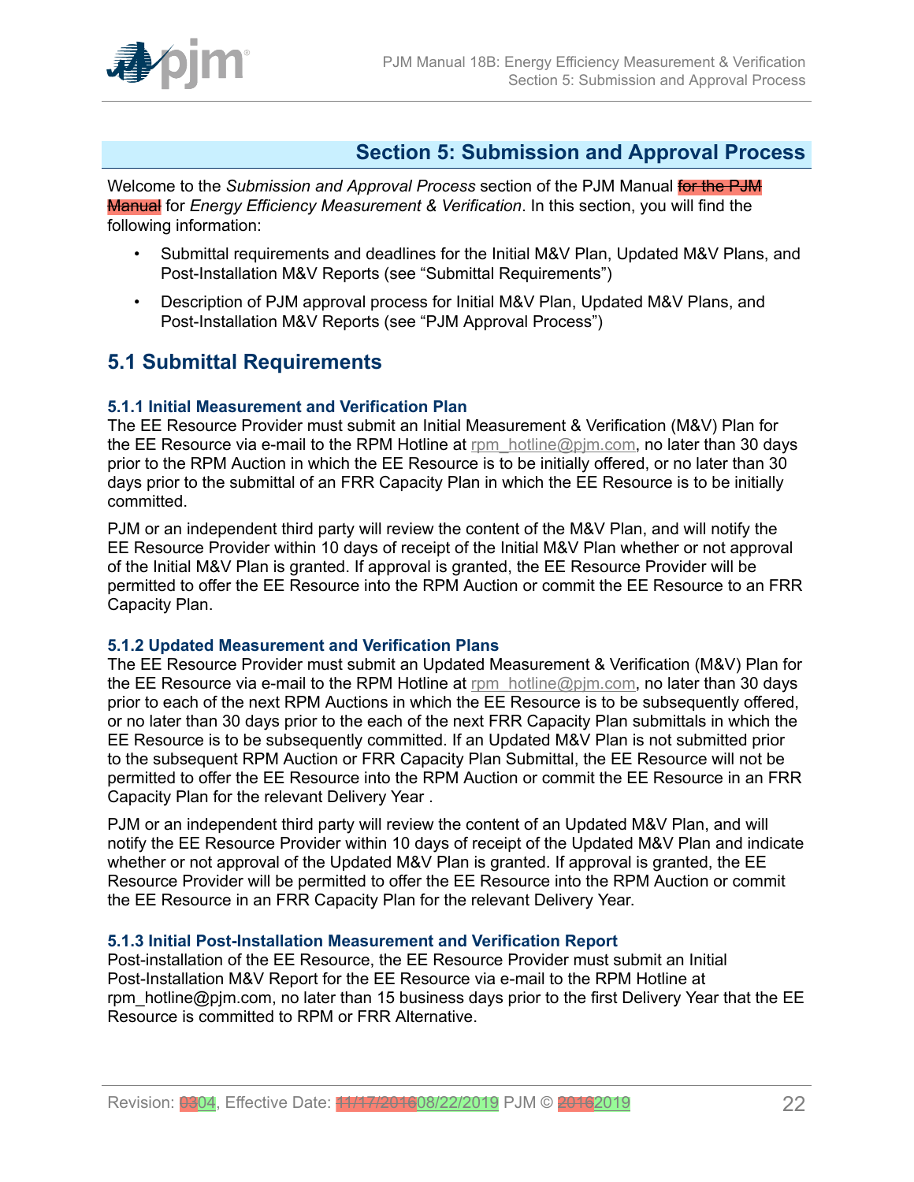# Section 5: Submission and Approval Process

Welcome to the *Submission and Approval Process* section of the PJM Manual ~~for the PJM Manual~~ for *Energy Efficiency Measurement & Verification*. In this section, you will find the following information:

- Submittal requirements and deadlines for the Initial M&V Plan, Updated M&V Plans, and Post-Installation M&V Reports (see "Submittal Requirements")
- Description of PJM approval process for Initial M&V Plan, Updated M&V Plans, and Post-Installation M&V Reports (see "PJM Approval Process")

## 5.1 Submittal Requirements

### 5.1.1 Initial Measurement and Verification Plan

The EE Resource Provider must submit an Initial Measurement & Verification (M&V) Plan for the EE Resource via e-mail to the RPM Hotline at rpm_hotline@pjm.com, no later than 30 days prior to the RPM Auction in which the EE Resource is to be initially offered, or no later than 30 days prior to the submittal of an FRR Capacity Plan in which the EE Resource is to be initially committed.

PJM or an independent third party will review the content of the M&V Plan, and will notify the EE Resource Provider within 10 days of receipt of the Initial M&V Plan whether or not approval of the Initial M&V Plan is granted. If approval is granted, the EE Resource Provider will be permitted to offer the EE Resource into the RPM Auction or commit the EE Resource to an FRR Capacity Plan.

### 5.1.2 Updated Measurement and Verification Plans

The EE Resource Provider must submit an Updated Measurement & Verification (M&V) Plan for the EE Resource via e-mail to the RPM Hotline at rpm_hotline@pjm.com, no later than 30 days prior to each of the next RPM Auctions in which the EE Resource is to be subsequently offered, or no later than 30 days prior to the each of the next FRR Capacity Plan submittals in which the EE Resource is to be subsequently committed. If an Updated M&V Plan is not submitted prior to the subsequent RPM Auction or FRR Capacity Plan Submittal, the EE Resource will not be permitted to offer the EE Resource into the RPM Auction or commit the EE Resource in an FRR Capacity Plan for the relevant Delivery Year .

PJM or an independent third party will review the content of an Updated M&V Plan, and will notify the EE Resource Provider within 10 days of receipt of the Updated M&V Plan and indicate whether or not approval of the Updated M&V Plan is granted. If approval is granted, the EE Resource Provider will be permitted to offer the EE Resource into the RPM Auction or commit the EE Resource in an FRR Capacity Plan for the relevant Delivery Year.

### 5.1.3 Initial Post-Installation Measurement and Verification Report

Post-installation of the EE Resource, the EE Resource Provider must submit an Initial Post-Installation M&V Report for the EE Resource via e-mail to the RPM Hotline at rpm_hotline@pjm.com, no later than 15 business days prior to the first Delivery Year that the EE Resource is committed to RPM or FRR Alternative.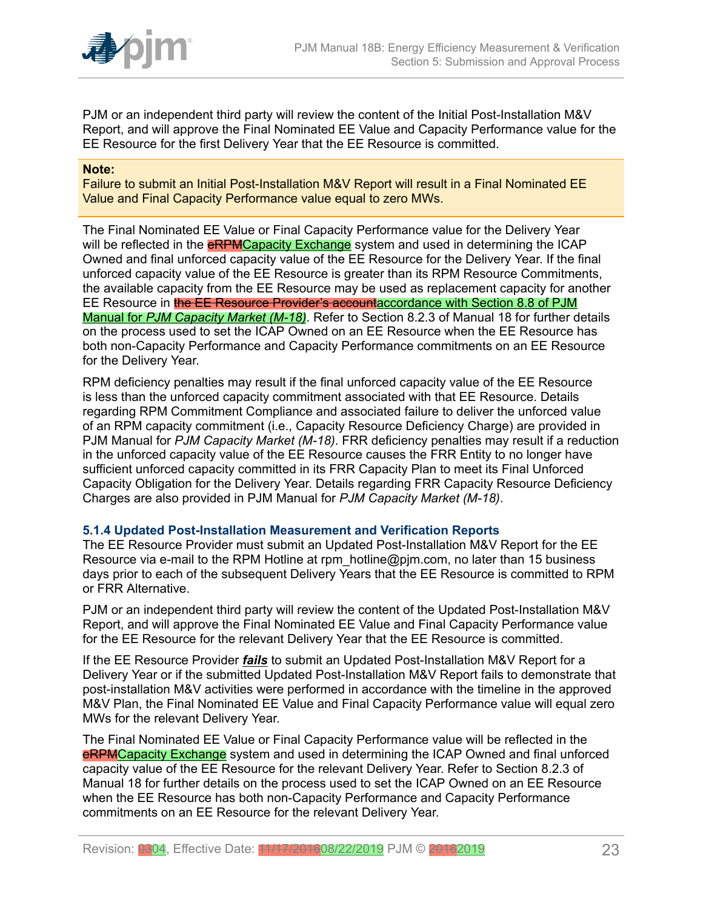PJM or an independent third party will review the content of the Initial Post-Installation M&V Report, and will approve the Final Nominated EE Value and Capacity Performance value for the EE Resource for the first Delivery Year that the EE Resource is committed.

> **Note:**
> Failure to submit an Initial Post-Installation M&V Report will result in a Final Nominated EE Value and Final Capacity Performance value equal to zero MWs.

The Final Nominated EE Value or Final Capacity Performance value for the Delivery Year will be reflected in the ~~eRPM~~Capacity Exchange system and used in determining the ICAP Owned and final unforced capacity value of the EE Resource for the Delivery Year. If the final unforced capacity value of the EE Resource is greater than its RPM Resource Commitments, the available capacity from the EE Resource may be used as replacement capacity for another EE Resource in ~~the EE Resource Provider's account~~accordance with Section 8.8 of PJM Manual for *PJM Capacity Market (M-18)*. Refer to Section 8.2.3 of Manual 18 for further details on the process used to set the ICAP Owned on an EE Resource when the EE Resource has both non-Capacity Performance and Capacity Performance commitments on an EE Resource for the Delivery Year.

RPM deficiency penalties may result if the final unforced capacity value of the EE Resource is less than the unforced capacity commitment associated with that EE Resource. Details regarding RPM Commitment Compliance and associated failure to deliver the unforced value of an RPM capacity commitment (i.e., Capacity Resource Deficiency Charge) are provided in PJM Manual for *PJM Capacity Market (M-18)*. FRR deficiency penalties may result if a reduction in the unforced capacity value of the EE Resource causes the FRR Entity to no longer have sufficient unforced capacity committed in its FRR Capacity Plan to meet its Final Unforced Capacity Obligation for the Delivery Year. Details regarding FRR Capacity Resource Deficiency Charges are also provided in PJM Manual for *PJM Capacity Market (M-18)*.

### 5.1.4 Updated Post-Installation Measurement and Verification Reports

The EE Resource Provider must submit an Updated Post-Installation M&V Report for the EE Resource via e-mail to the RPM Hotline at rpm_hotline@pjm.com, no later than 15 business days prior to each of the subsequent Delivery Years that the EE Resource is committed to RPM or FRR Alternative.

PJM or an independent third party will review the content of the Updated Post-Installation M&V Report, and will approve the Final Nominated EE Value and Final Capacity Performance value for the EE Resource for the relevant Delivery Year that the EE Resource is committed.

If the EE Resource Provider ***fails*** to submit an Updated Post-Installation M&V Report for a Delivery Year or if the submitted Updated Post-Installation M&V Report fails to demonstrate that post-installation M&V activities were performed in accordance with the timeline in the approved M&V Plan, the Final Nominated EE Value and Final Capacity Performance value will equal zero MWs for the relevant Delivery Year.

The Final Nominated EE Value or Final Capacity Performance value will be reflected in the ~~eRPM~~Capacity Exchange system and used in determining the ICAP Owned and final unforced capacity value of the EE Resource for the relevant Delivery Year. Refer to Section 8.2.3 of Manual 18 for further details on the process used to set the ICAP Owned on an EE Resource when the EE Resource has both non-Capacity Performance and Capacity Performance commitments on an EE Resource for the relevant Delivery Year.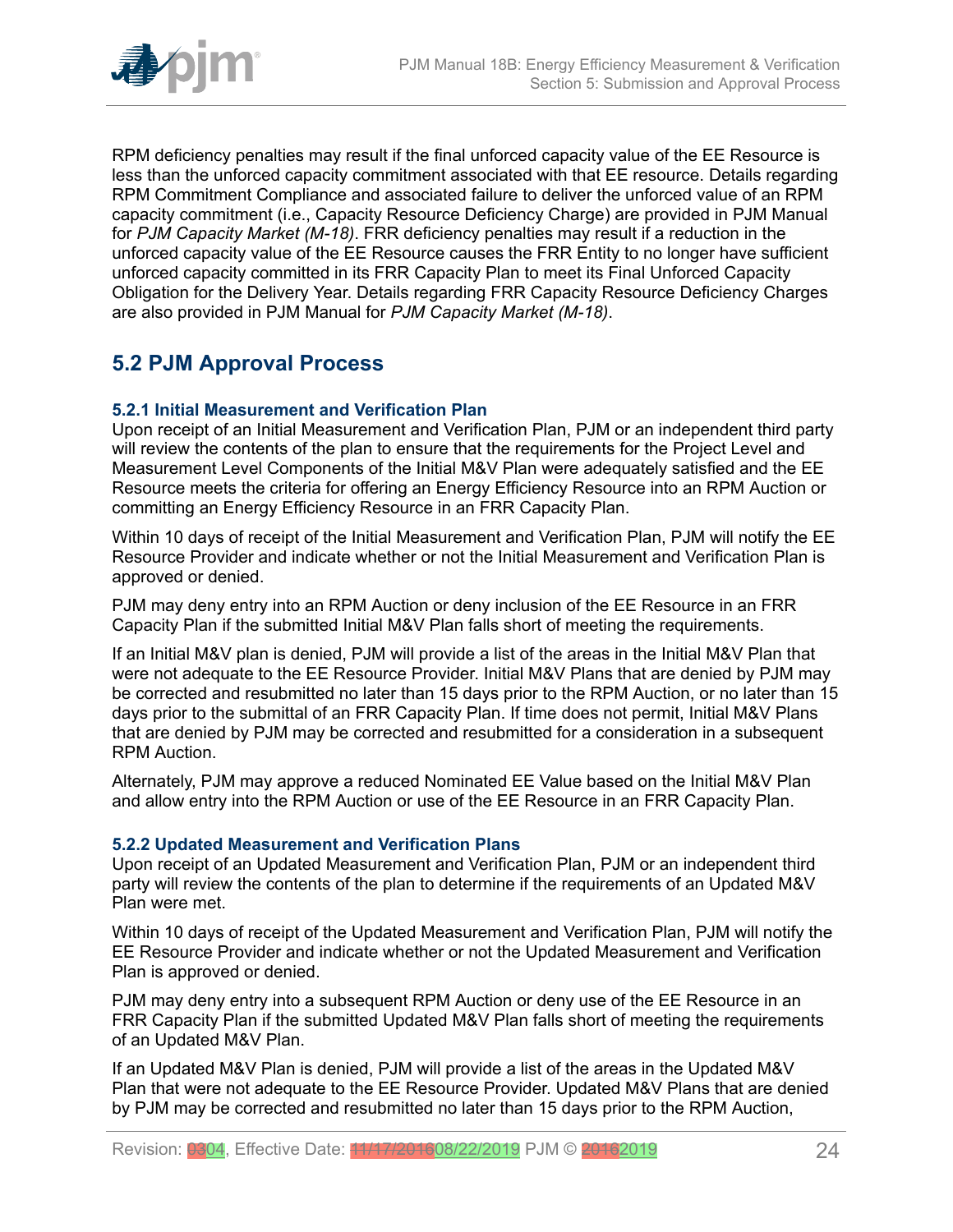RPM deficiency penalties may result if the final unforced capacity value of the EE Resource is less than the unforced capacity commitment associated with that EE resource. Details regarding RPM Commitment Compliance and associated failure to deliver the unforced value of an RPM capacity commitment (i.e., Capacity Resource Deficiency Charge) are provided in PJM Manual for *PJM Capacity Market (M-18)*. FRR deficiency penalties may result if a reduction in the unforced capacity value of the EE Resource causes the FRR Entity to no longer have sufficient unforced capacity committed in its FRR Capacity Plan to meet its Final Unforced Capacity Obligation for the Delivery Year. Details regarding FRR Capacity Resource Deficiency Charges are also provided in PJM Manual for *PJM Capacity Market (M-18)*.

## 5.2 PJM Approval Process

### 5.2.1 Initial Measurement and Verification Plan

Upon receipt of an Initial Measurement and Verification Plan, PJM or an independent third party will review the contents of the plan to ensure that the requirements for the Project Level and Measurement Level Components of the Initial M&V Plan were adequately satisfied and the EE Resource meets the criteria for offering an Energy Efficiency Resource into an RPM Auction or committing an Energy Efficiency Resource in an FRR Capacity Plan.

Within 10 days of receipt of the Initial Measurement and Verification Plan, PJM will notify the EE Resource Provider and indicate whether or not the Initial Measurement and Verification Plan is approved or denied.

PJM may deny entry into an RPM Auction or deny inclusion of the EE Resource in an FRR Capacity Plan if the submitted Initial M&V Plan falls short of meeting the requirements.

If an Initial M&V plan is denied, PJM will provide a list of the areas in the Initial M&V Plan that were not adequate to the EE Resource Provider. Initial M&V Plans that are denied by PJM may be corrected and resubmitted no later than 15 days prior to the RPM Auction, or no later than 15 days prior to the submittal of an FRR Capacity Plan. If time does not permit, Initial M&V Plans that are denied by PJM may be corrected and resubmitted for a consideration in a subsequent RPM Auction.

Alternately, PJM may approve a reduced Nominated EE Value based on the Initial M&V Plan and allow entry into the RPM Auction or use of the EE Resource in an FRR Capacity Plan.

### 5.2.2 Updated Measurement and Verification Plans

Upon receipt of an Updated Measurement and Verification Plan, PJM or an independent third party will review the contents of the plan to determine if the requirements of an Updated M&V Plan were met.

Within 10 days of receipt of the Updated Measurement and Verification Plan, PJM will notify the EE Resource Provider and indicate whether or not the Updated Measurement and Verification Plan is approved or denied.

PJM may deny entry into a subsequent RPM Auction or deny use of the EE Resource in an FRR Capacity Plan if the submitted Updated M&V Plan falls short of meeting the requirements of an Updated M&V Plan.

If an Updated M&V Plan is denied, PJM will provide a list of the areas in the Updated M&V Plan that were not adequate to the EE Resource Provider. Updated M&V Plans that are denied by PJM may be corrected and resubmitted no later than 15 days prior to the RPM Auction,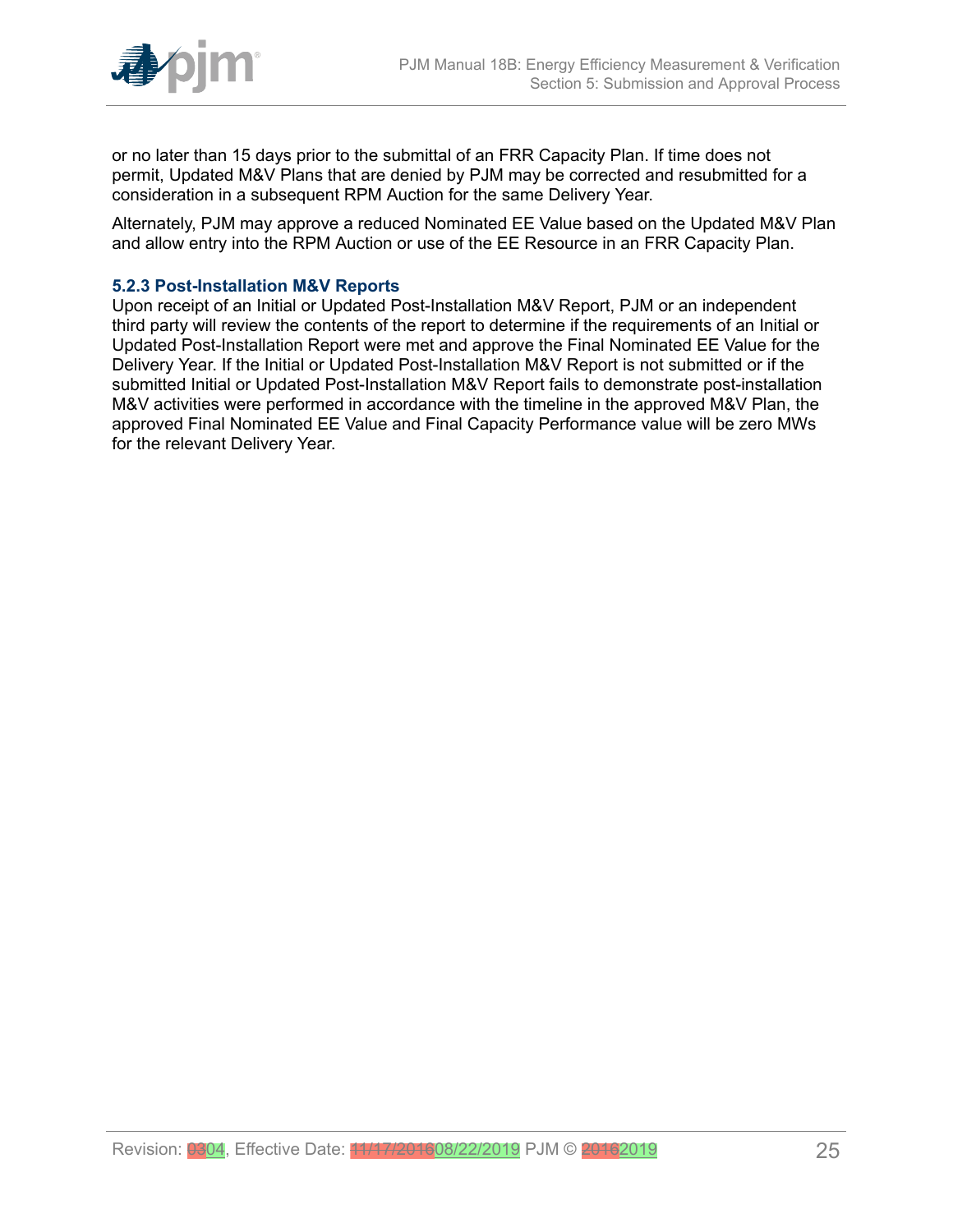or no later than 15 days prior to the submittal of an FRR Capacity Plan. If time does not permit, Updated M&V Plans that are denied by PJM may be corrected and resubmitted for a consideration in a subsequent RPM Auction for the same Delivery Year.

Alternately, PJM may approve a reduced Nominated EE Value based on the Updated M&V Plan and allow entry into the RPM Auction or use of the EE Resource in an FRR Capacity Plan.

### 5.2.3 Post-Installation M&V Reports

Upon receipt of an Initial or Updated Post-Installation M&V Report, PJM or an independent third party will review the contents of the report to determine if the requirements of an Initial or Updated Post-Installation Report were met and approve the Final Nominated EE Value for the Delivery Year. If the Initial or Updated Post-Installation M&V Report is not submitted or if the submitted Initial or Updated Post-Installation M&V Report fails to demonstrate post-installation M&V activities were performed in accordance with the timeline in the approved M&V Plan, the approved Final Nominated EE Value and Final Capacity Performance value will be zero MWs for the relevant Delivery Year.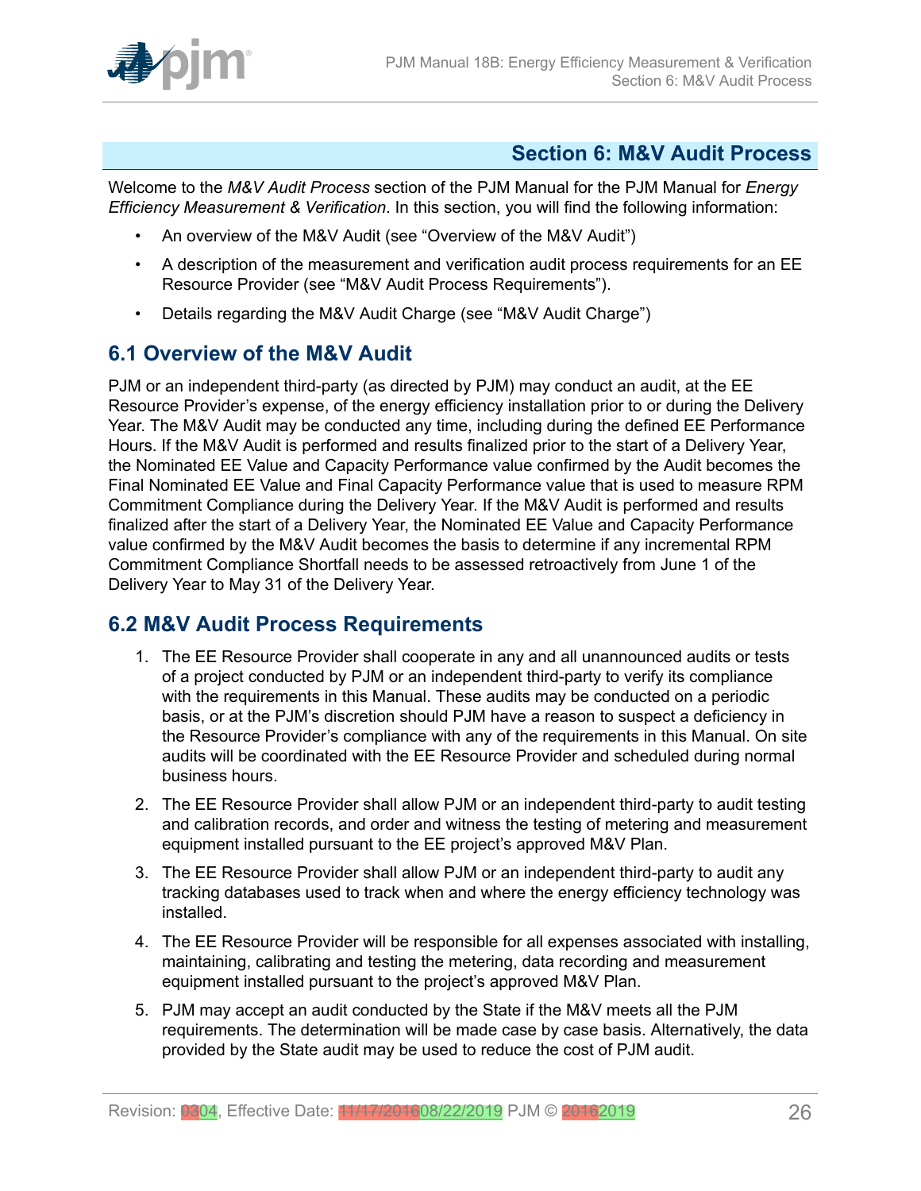# Section 6: M&V Audit Process

Welcome to the *M&V Audit Process* section of the PJM Manual for the PJM Manual for *Energy Efficiency Measurement & Verification*. In this section, you will find the following information:

- An overview of the M&V Audit (see "Overview of the M&V Audit")
- A description of the measurement and verification audit process requirements for an EE Resource Provider (see "M&V Audit Process Requirements").
- Details regarding the M&V Audit Charge (see "M&V Audit Charge")

## 6.1 Overview of the M&V Audit

PJM or an independent third-party (as directed by PJM) may conduct an audit, at the EE Resource Provider's expense, of the energy efficiency installation prior to or during the Delivery Year. The M&V Audit may be conducted any time, including during the defined EE Performance Hours. If the M&V Audit is performed and results finalized prior to the start of a Delivery Year, the Nominated EE Value and Capacity Performance value confirmed by the Audit becomes the Final Nominated EE Value and Final Capacity Performance value that is used to measure RPM Commitment Compliance during the Delivery Year. If the M&V Audit is performed and results finalized after the start of a Delivery Year, the Nominated EE Value and Capacity Performance value confirmed by the M&V Audit becomes the basis to determine if any incremental RPM Commitment Compliance Shortfall needs to be assessed retroactively from June 1 of the Delivery Year to May 31 of the Delivery Year.

## 6.2 M&V Audit Process Requirements

1. The EE Resource Provider shall cooperate in any and all unannounced audits or tests of a project conducted by PJM or an independent third-party to verify its compliance with the requirements in this Manual. These audits may be conducted on a periodic basis, or at the PJM's discretion should PJM have a reason to suspect a deficiency in the Resource Provider's compliance with any of the requirements in this Manual. On site audits will be coordinated with the EE Resource Provider and scheduled during normal business hours.
2. The EE Resource Provider shall allow PJM or an independent third-party to audit testing and calibration records, and order and witness the testing of metering and measurement equipment installed pursuant to the EE project's approved M&V Plan.
3. The EE Resource Provider shall allow PJM or an independent third-party to audit any tracking databases used to track when and where the energy efficiency technology was installed.
4. The EE Resource Provider will be responsible for all expenses associated with installing, maintaining, calibrating and testing the metering, data recording and measurement equipment installed pursuant to the project's approved M&V Plan.
5. PJM may accept an audit conducted by the State if the M&V meets all the PJM requirements. The determination will be made case by case basis. Alternatively, the data provided by the State audit may be used to reduce the cost of PJM audit.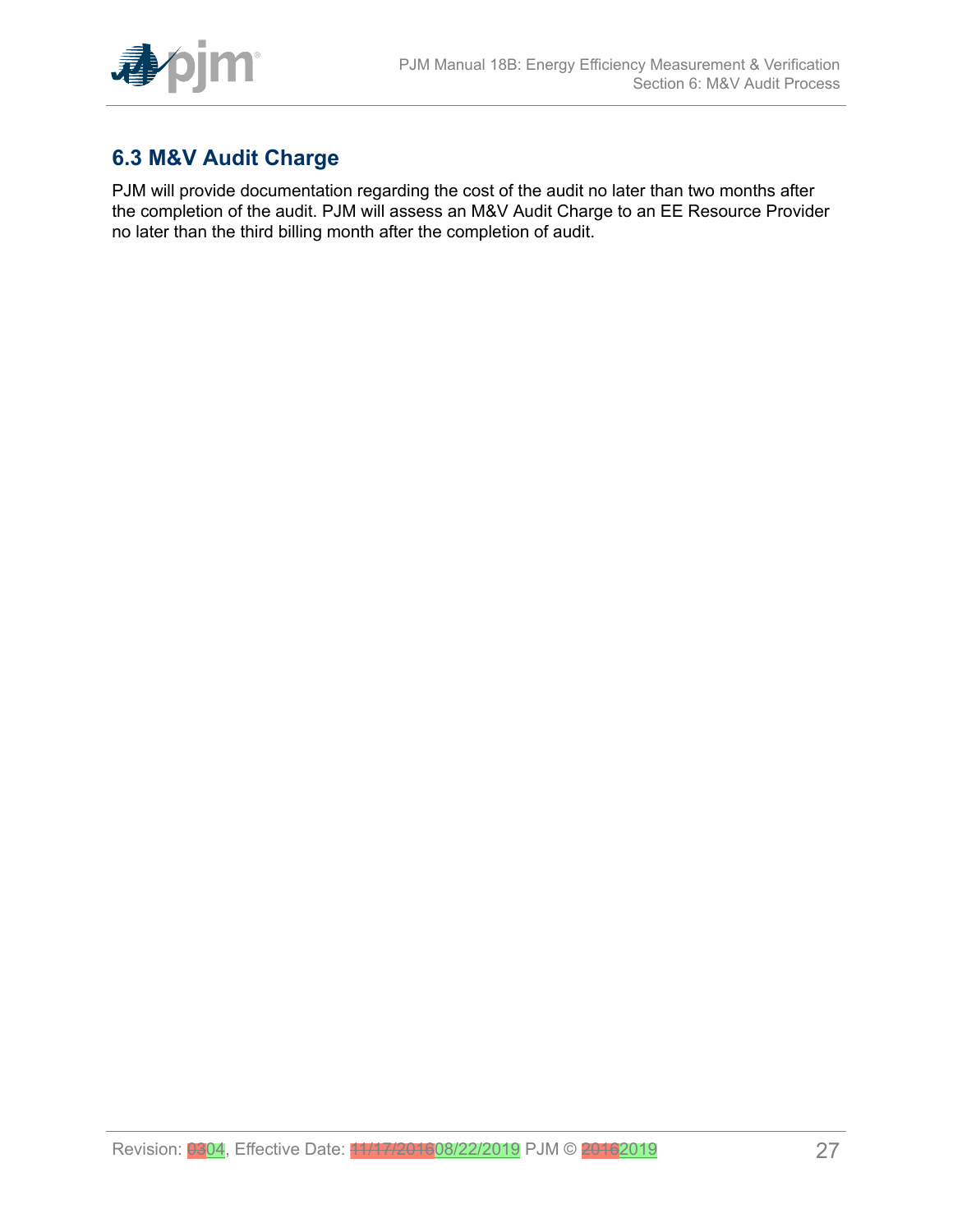## 6.3 M&V Audit Charge

PJM will provide documentation regarding the cost of the audit no later than two months after the completion of the audit. PJM will assess an M&V Audit Charge to an EE Resource Provider no later than the third billing month after the completion of audit.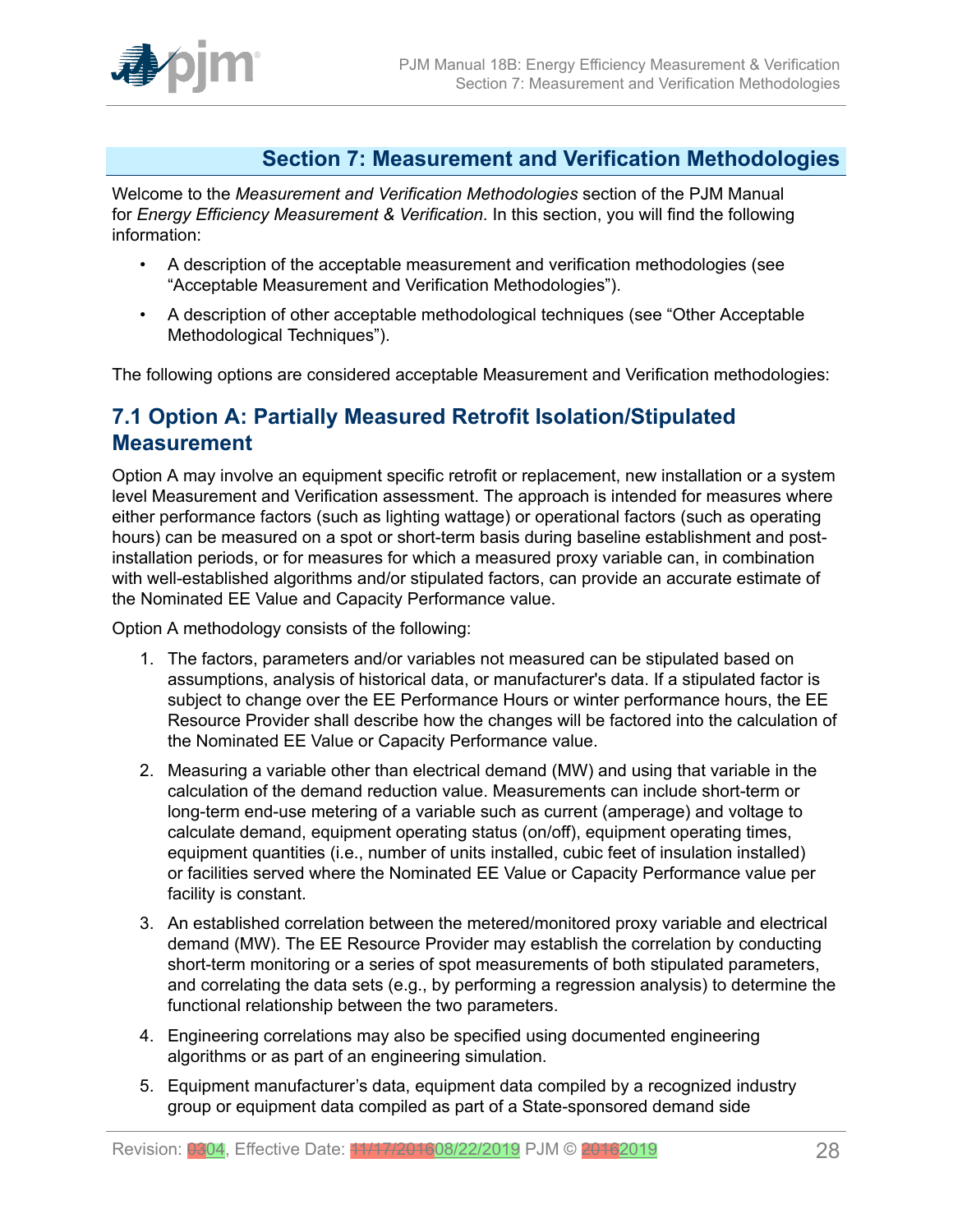## Section 7: Measurement and Verification Methodologies

Welcome to the *Measurement and Verification Methodologies* section of the PJM Manual for *Energy Efficiency Measurement & Verification*. In this section, you will find the following information:

- A description of the acceptable measurement and verification methodologies (see "Acceptable Measurement and Verification Methodologies").
- A description of other acceptable methodological techniques (see "Other Acceptable Methodological Techniques").

The following options are considered acceptable Measurement and Verification methodologies:

### 7.1 Option A: Partially Measured Retrofit Isolation/Stipulated Measurement

Option A may involve an equipment specific retrofit or replacement, new installation or a system level Measurement and Verification assessment. The approach is intended for measures where either performance factors (such as lighting wattage) or operational factors (such as operating hours) can be measured on a spot or short-term basis during baseline establishment and post-installation periods, or for measures for which a measured proxy variable can, in combination with well-established algorithms and/or stipulated factors, can provide an accurate estimate of the Nominated EE Value and Capacity Performance value.

Option A methodology consists of the following:

1. The factors, parameters and/or variables not measured can be stipulated based on assumptions, analysis of historical data, or manufacturer's data. If a stipulated factor is subject to change over the EE Performance Hours or winter performance hours, the EE Resource Provider shall describe how the changes will be factored into the calculation of the Nominated EE Value or Capacity Performance value.
2. Measuring a variable other than electrical demand (MW) and using that variable in the calculation of the demand reduction value. Measurements can include short-term or long-term end-use metering of a variable such as current (amperage) and voltage to calculate demand, equipment operating status (on/off), equipment operating times, equipment quantities (i.e., number of units installed, cubic feet of insulation installed) or facilities served where the Nominated EE Value or Capacity Performance value per facility is constant.
3. An established correlation between the metered/monitored proxy variable and electrical demand (MW). The EE Resource Provider may establish the correlation by conducting short-term monitoring or a series of spot measurements of both stipulated parameters, and correlating the data sets (e.g., by performing a regression analysis) to determine the functional relationship between the two parameters.
4. Engineering correlations may also be specified using documented engineering algorithms or as part of an engineering simulation.
5. Equipment manufacturer's data, equipment data compiled by a recognized industry group or equipment data compiled as part of a State-sponsored demand side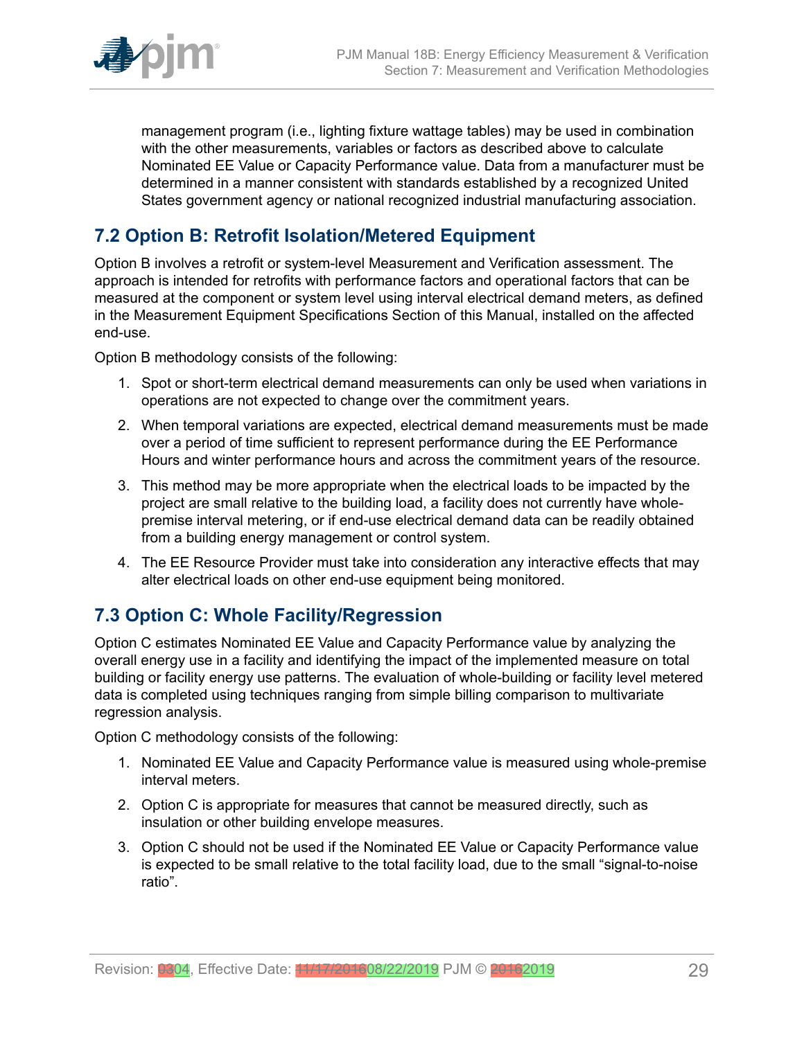management program (i.e., lighting fixture wattage tables) may be used in combination with the other measurements, variables or factors as described above to calculate Nominated EE Value or Capacity Performance value. Data from a manufacturer must be determined in a manner consistent with standards established by a recognized United States government agency or national recognized industrial manufacturing association.

## 7.2 Option B: Retrofit Isolation/Metered Equipment

Option B involves a retrofit or system-level Measurement and Verification assessment. The approach is intended for retrofits with performance factors and operational factors that can be measured at the component or system level using interval electrical demand meters, as defined in the Measurement Equipment Specifications Section of this Manual, installed on the affected end-use.

Option B methodology consists of the following:

1. Spot or short-term electrical demand measurements can only be used when variations in operations are not expected to change over the commitment years.
2. When temporal variations are expected, electrical demand measurements must be made over a period of time sufficient to represent performance during the EE Performance Hours and winter performance hours and across the commitment years of the resource.
3. This method may be more appropriate when the electrical loads to be impacted by the project are small relative to the building load, a facility does not currently have whole-premise interval metering, or if end-use electrical demand data can be readily obtained from a building energy management or control system.
4. The EE Resource Provider must take into consideration any interactive effects that may alter electrical loads on other end-use equipment being monitored.

## 7.3 Option C: Whole Facility/Regression

Option C estimates Nominated EE Value and Capacity Performance value by analyzing the overall energy use in a facility and identifying the impact of the implemented measure on total building or facility energy use patterns. The evaluation of whole-building or facility level metered data is completed using techniques ranging from simple billing comparison to multivariate regression analysis.

Option C methodology consists of the following:

1. Nominated EE Value and Capacity Performance value is measured using whole-premise interval meters.
2. Option C is appropriate for measures that cannot be measured directly, such as insulation or other building envelope measures.
3. Option C should not be used if the Nominated EE Value or Capacity Performance value is expected to be small relative to the total facility load, due to the small "signal-to-noise ratio".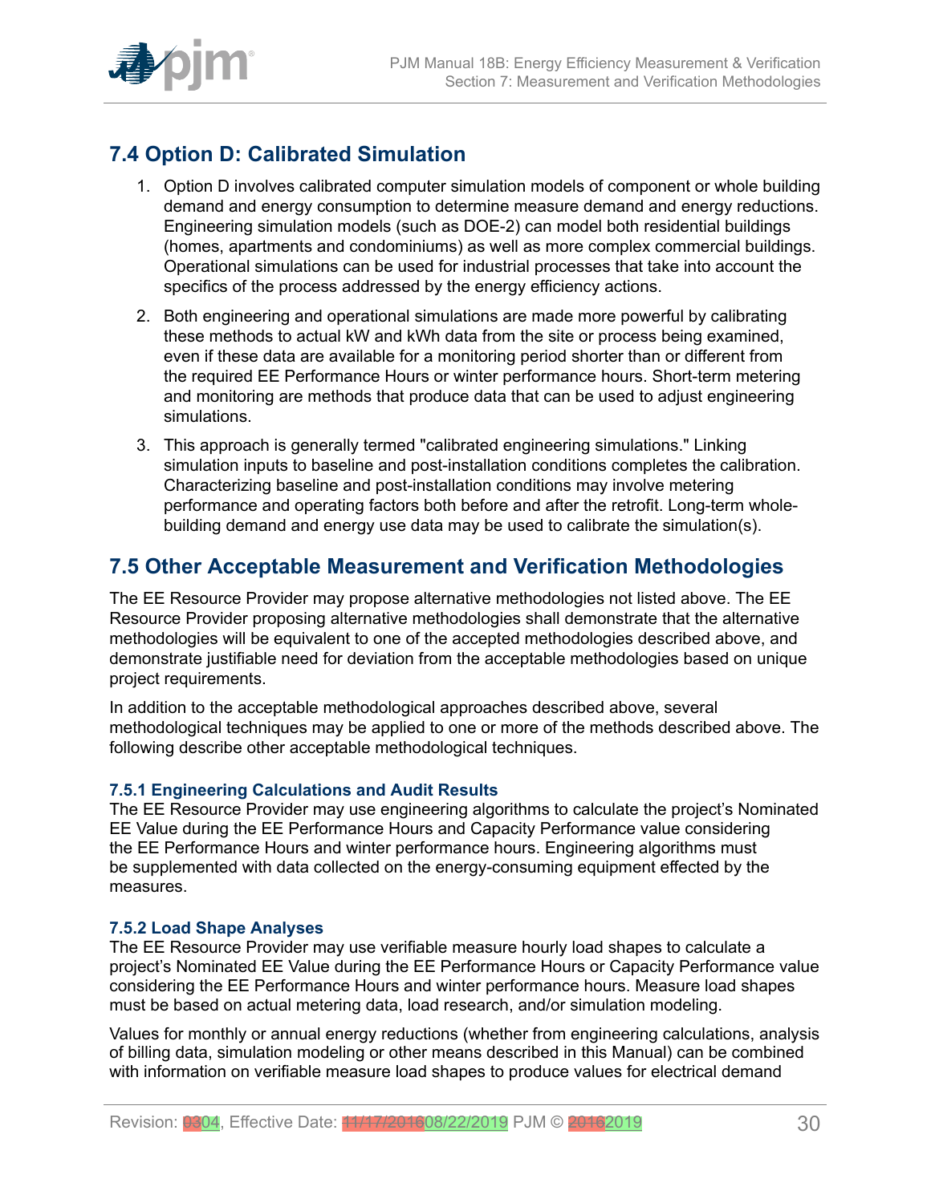## 7.4 Option D: Calibrated Simulation

1. Option D involves calibrated computer simulation models of component or whole building demand and energy consumption to determine measure demand and energy reductions. Engineering simulation models (such as DOE-2) can model both residential buildings (homes, apartments and condominiums) as well as more complex commercial buildings. Operational simulations can be used for industrial processes that take into account the specifics of the process addressed by the energy efficiency actions.
2. Both engineering and operational simulations are made more powerful by calibrating these methods to actual kW and kWh data from the site or process being examined, even if these data are available for a monitoring period shorter than or different from the required EE Performance Hours or winter performance hours. Short-term metering and monitoring are methods that produce data that can be used to adjust engineering simulations.
3. This approach is generally termed "calibrated engineering simulations." Linking simulation inputs to baseline and post-installation conditions completes the calibration. Characterizing baseline and post-installation conditions may involve metering performance and operating factors both before and after the retrofit. Long-term whole-building demand and energy use data may be used to calibrate the simulation(s).

## 7.5 Other Acceptable Measurement and Verification Methodologies

The EE Resource Provider may propose alternative methodologies not listed above. The EE Resource Provider proposing alternative methodologies shall demonstrate that the alternative methodologies will be equivalent to one of the accepted methodologies described above, and demonstrate justifiable need for deviation from the acceptable methodologies based on unique project requirements.

In addition to the acceptable methodological approaches described above, several methodological techniques may be applied to one or more of the methods described above. The following describe other acceptable methodological techniques.

### 7.5.1 Engineering Calculations and Audit Results

The EE Resource Provider may use engineering algorithms to calculate the project's Nominated EE Value during the EE Performance Hours and Capacity Performance value considering the EE Performance Hours and winter performance hours. Engineering algorithms must be supplemented with data collected on the energy-consuming equipment effected by the measures.

### 7.5.2 Load Shape Analyses

The EE Resource Provider may use verifiable measure hourly load shapes to calculate a project's Nominated EE Value during the EE Performance Hours or Capacity Performance value considering the EE Performance Hours and winter performance hours. Measure load shapes must be based on actual metering data, load research, and/or simulation modeling.

Values for monthly or annual energy reductions (whether from engineering calculations, analysis of billing data, simulation modeling or other means described in this Manual) can be combined with information on verifiable measure load shapes to produce values for electrical demand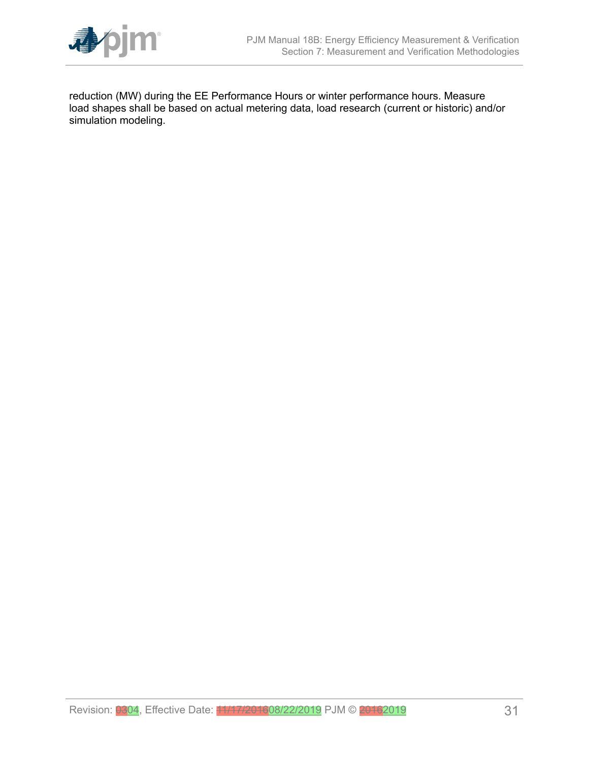reduction (MW) during the EE Performance Hours or winter performance hours. Measure load shapes shall be based on actual metering data, load research (current or historic) and/or simulation modeling.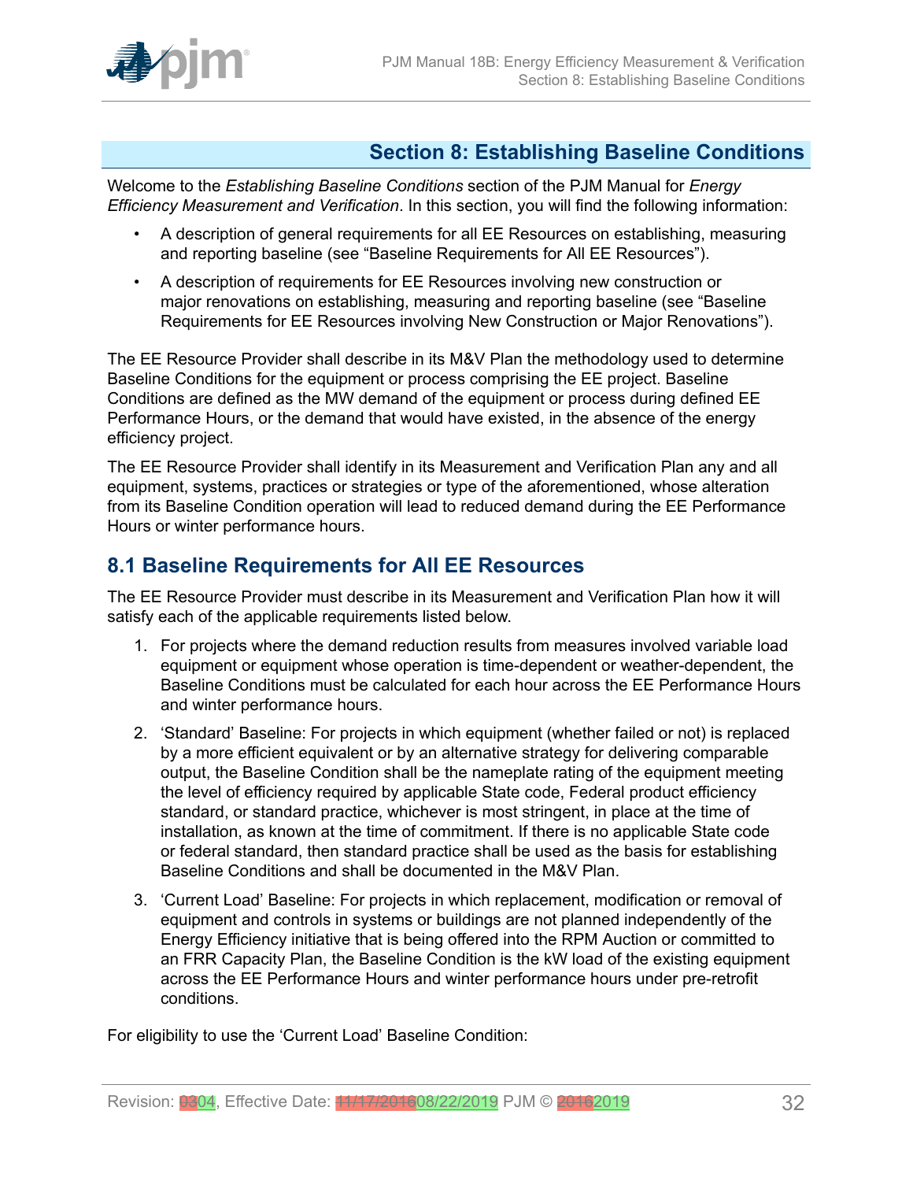## Section 8: Establishing Baseline Conditions

Welcome to the *Establishing Baseline Conditions* section of the PJM Manual for *Energy Efficiency Measurement and Verification*. In this section, you will find the following information:

- A description of general requirements for all EE Resources on establishing, measuring and reporting baseline (see "Baseline Requirements for All EE Resources").
- A description of requirements for EE Resources involving new construction or major renovations on establishing, measuring and reporting baseline (see "Baseline Requirements for EE Resources involving New Construction or Major Renovations").

The EE Resource Provider shall describe in its M&V Plan the methodology used to determine Baseline Conditions for the equipment or process comprising the EE project. Baseline Conditions are defined as the MW demand of the equipment or process during defined EE Performance Hours, or the demand that would have existed, in the absence of the energy efficiency project.

The EE Resource Provider shall identify in its Measurement and Verification Plan any and all equipment, systems, practices or strategies or type of the aforementioned, whose alteration from its Baseline Condition operation will lead to reduced demand during the EE Performance Hours or winter performance hours.

### 8.1 Baseline Requirements for All EE Resources

The EE Resource Provider must describe in its Measurement and Verification Plan how it will satisfy each of the applicable requirements listed below.

1. For projects where the demand reduction results from measures involved variable load equipment or equipment whose operation is time-dependent or weather-dependent, the Baseline Conditions must be calculated for each hour across the EE Performance Hours and winter performance hours.
2. 'Standard' Baseline: For projects in which equipment (whether failed or not) is replaced by a more efficient equivalent or by an alternative strategy for delivering comparable output, the Baseline Condition shall be the nameplate rating of the equipment meeting the level of efficiency required by applicable State code, Federal product efficiency standard, or standard practice, whichever is most stringent, in place at the time of installation, as known at the time of commitment. If there is no applicable State code or federal standard, then standard practice shall be used as the basis for establishing Baseline Conditions and shall be documented in the M&V Plan.
3. 'Current Load' Baseline: For projects in which replacement, modification or removal of equipment and controls in systems or buildings are not planned independently of the Energy Efficiency initiative that is being offered into the RPM Auction or committed to an FRR Capacity Plan, the Baseline Condition is the kW load of the existing equipment across the EE Performance Hours and winter performance hours under pre-retrofit conditions.

For eligibility to use the 'Current Load' Baseline Condition: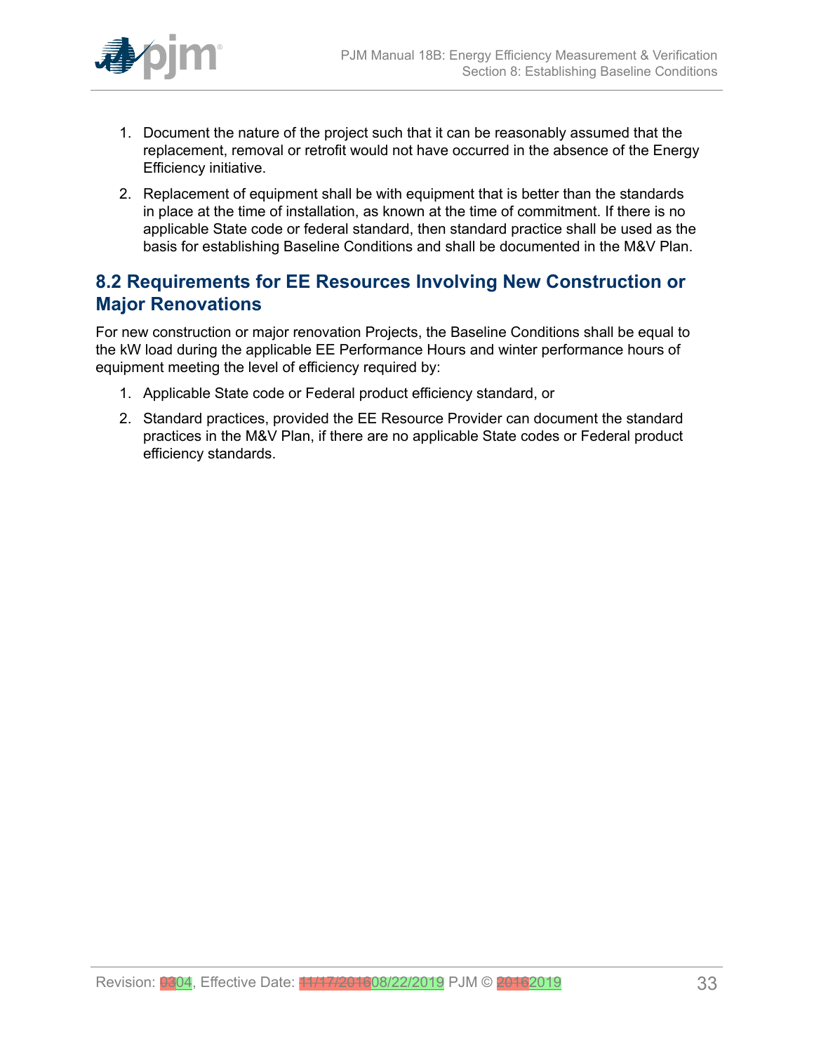1. Document the nature of the project such that it can be reasonably assumed that the replacement, removal or retrofit would not have occurred in the absence of the Energy Efficiency initiative.
2. Replacement of equipment shall be with equipment that is better than the standards in place at the time of installation, as known at the time of commitment. If there is no applicable State code or federal standard, then standard practice shall be used as the basis for establishing Baseline Conditions and shall be documented in the M&V Plan.

## 8.2 Requirements for EE Resources Involving New Construction or Major Renovations

For new construction or major renovation Projects, the Baseline Conditions shall be equal to the kW load during the applicable EE Performance Hours and winter performance hours of equipment meeting the level of efficiency required by:

1. Applicable State code or Federal product efficiency standard, or
2. Standard practices, provided the EE Resource Provider can document the standard practices in the M&V Plan, if there are no applicable State codes or Federal product efficiency standards.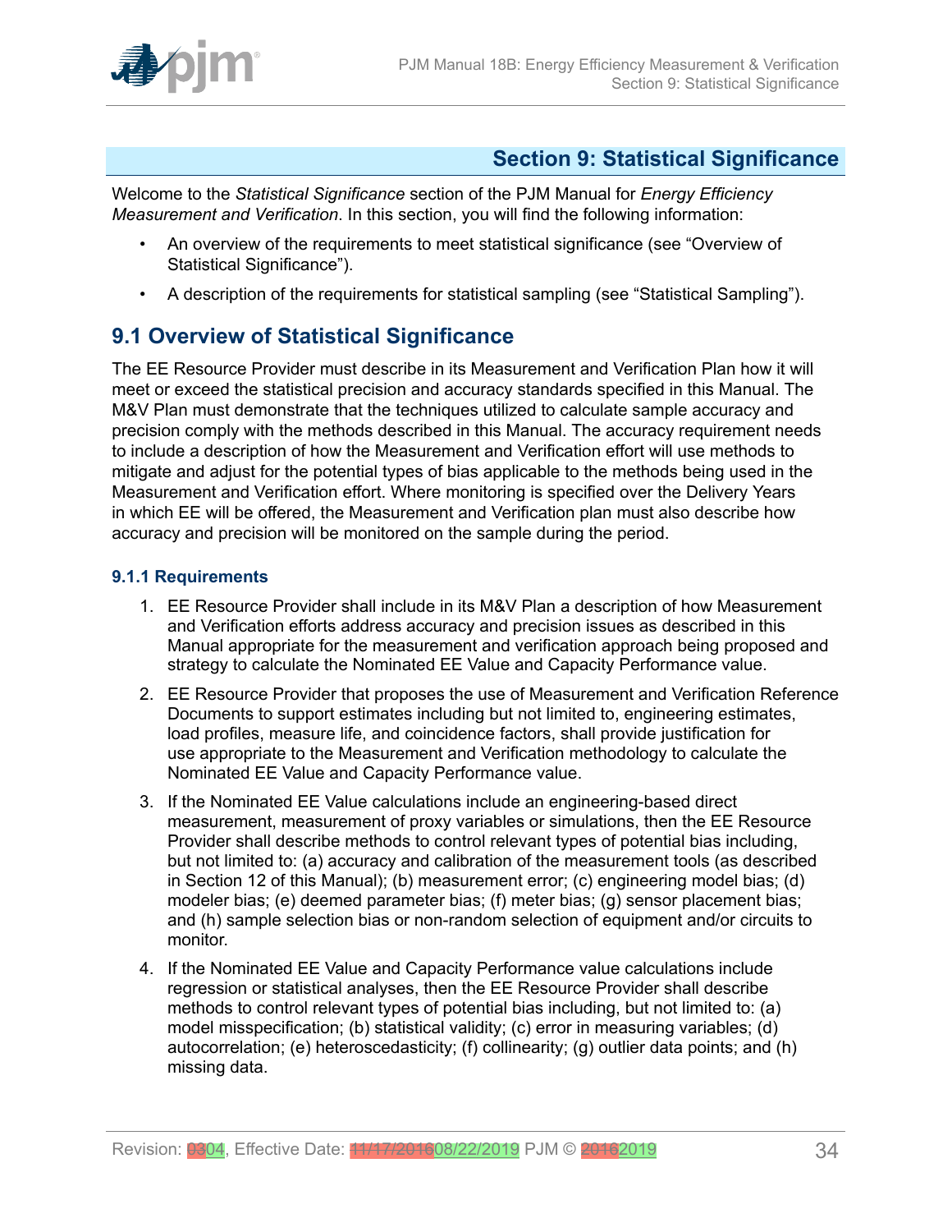## Section 9: Statistical Significance

Welcome to the *Statistical Significance* section of the PJM Manual for *Energy Efficiency Measurement and Verification*. In this section, you will find the following information:

- An overview of the requirements to meet statistical significance (see "Overview of Statistical Significance").
- A description of the requirements for statistical sampling (see "Statistical Sampling").

## 9.1 Overview of Statistical Significance

The EE Resource Provider must describe in its Measurement and Verification Plan how it will meet or exceed the statistical precision and accuracy standards specified in this Manual. The M&V Plan must demonstrate that the techniques utilized to calculate sample accuracy and precision comply with the methods described in this Manual. The accuracy requirement needs to include a description of how the Measurement and Verification effort will use methods to mitigate and adjust for the potential types of bias applicable to the methods being used in the Measurement and Verification effort. Where monitoring is specified over the Delivery Years in which EE will be offered, the Measurement and Verification plan must also describe how accuracy and precision will be monitored on the sample during the period.

### 9.1.1 Requirements

1. EE Resource Provider shall include in its M&V Plan a description of how Measurement and Verification efforts address accuracy and precision issues as described in this Manual appropriate for the measurement and verification approach being proposed and strategy to calculate the Nominated EE Value and Capacity Performance value.
2. EE Resource Provider that proposes the use of Measurement and Verification Reference Documents to support estimates including but not limited to, engineering estimates, load profiles, measure life, and coincidence factors, shall provide justification for use appropriate to the Measurement and Verification methodology to calculate the Nominated EE Value and Capacity Performance value.
3. If the Nominated EE Value calculations include an engineering-based direct measurement, measurement of proxy variables or simulations, then the EE Resource Provider shall describe methods to control relevant types of potential bias including, but not limited to: (a) accuracy and calibration of the measurement tools (as described in Section 12 of this Manual); (b) measurement error; (c) engineering model bias; (d) modeler bias; (e) deemed parameter bias; (f) meter bias; (g) sensor placement bias; and (h) sample selection bias or non-random selection of equipment and/or circuits to monitor.
4. If the Nominated EE Value and Capacity Performance value calculations include regression or statistical analyses, then the EE Resource Provider shall describe methods to control relevant types of potential bias including, but not limited to: (a) model misspecification; (b) statistical validity; (c) error in measuring variables; (d) autocorrelation; (e) heteroscedasticity; (f) collinearity; (g) outlier data points; and (h) missing data.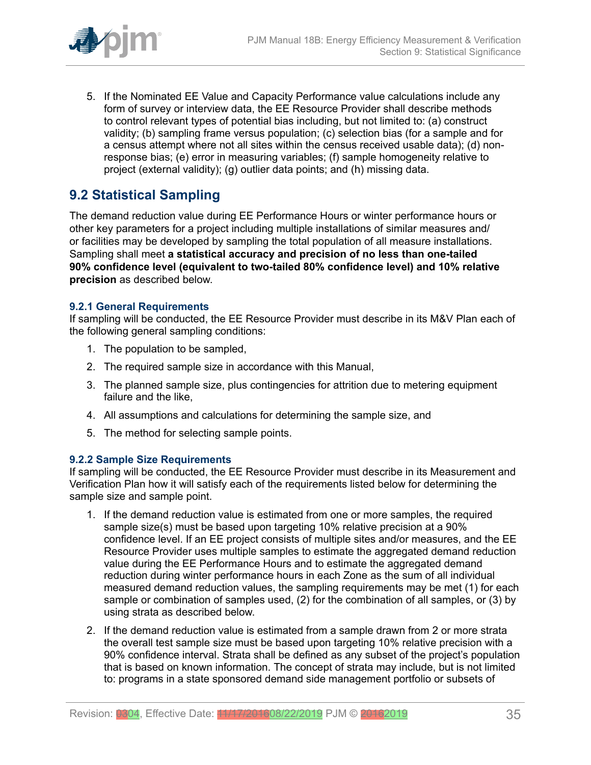5. If the Nominated EE Value and Capacity Performance value calculations include any form of survey or interview data, the EE Resource Provider shall describe methods to control relevant types of potential bias including, but not limited to: (a) construct validity; (b) sampling frame versus population; (c) selection bias (for a sample and for a census attempt where not all sites within the census received usable data); (d) non-response bias; (e) error in measuring variables; (f) sample homogeneity relative to project (external validity); (g) outlier data points; and (h) missing data.

## 9.2 Statistical Sampling

The demand reduction value during EE Performance Hours or winter performance hours or other key parameters for a project including multiple installations of similar measures and/or facilities may be developed by sampling the total population of all measure installations. Sampling shall meet **a statistical accuracy and precision of no less than one-tailed 90% confidence level (equivalent to two-tailed 80% confidence level) and 10% relative precision** as described below.

### 9.2.1 General Requirements

If sampling will be conducted, the EE Resource Provider must describe in its M&V Plan each of the following general sampling conditions:

1. The population to be sampled,
2. The required sample size in accordance with this Manual,
3. The planned sample size, plus contingencies for attrition due to metering equipment failure and the like,
4. All assumptions and calculations for determining the sample size, and
5. The method for selecting sample points.

### 9.2.2 Sample Size Requirements

If sampling will be conducted, the EE Resource Provider must describe in its Measurement and Verification Plan how it will satisfy each of the requirements listed below for determining the sample size and sample point.

1. If the demand reduction value is estimated from one or more samples, the required sample size(s) must be based upon targeting 10% relative precision at a 90% confidence level. If an EE project consists of multiple sites and/or measures, and the EE Resource Provider uses multiple samples to estimate the aggregated demand reduction value during the EE Performance Hours and to estimate the aggregated demand reduction during winter performance hours in each Zone as the sum of all individual measured demand reduction values, the sampling requirements may be met (1) for each sample or combination of samples used, (2) for the combination of all samples, or (3) by using strata as described below.
2. If the demand reduction value is estimated from a sample drawn from 2 or more strata the overall test sample size must be based upon targeting 10% relative precision with a 90% confidence interval. Strata shall be defined as any subset of the project's population that is based on known information. The concept of strata may include, but is not limited to: programs in a state sponsored demand side management portfolio or subsets of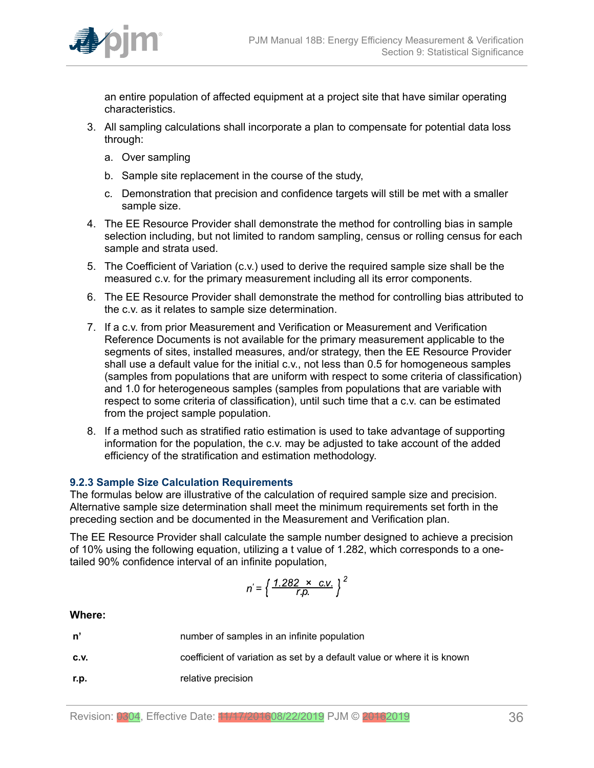an entire population of affected equipment at a project site that have similar operating characteristics.

3. All sampling calculations shall incorporate a plan to compensate for potential data loss through:
   a. Over sampling
   b. Sample site replacement in the course of the study,
   c. Demonstration that precision and confidence targets will still be met with a smaller sample size.
4. The EE Resource Provider shall demonstrate the method for controlling bias in sample selection including, but not limited to random sampling, census or rolling census for each sample and strata used.
5. The Coefficient of Variation (c.v.) used to derive the required sample size shall be the measured c.v. for the primary measurement including all its error components.
6. The EE Resource Provider shall demonstrate the method for controlling bias attributed to the c.v. as it relates to sample size determination.
7. If a c.v. from prior Measurement and Verification or Measurement and Verification Reference Documents is not available for the primary measurement applicable to the segments of sites, installed measures, and/or strategy, then the EE Resource Provider shall use a default value for the initial c.v., not less than 0.5 for homogeneous samples (samples from populations that are uniform with respect to some criteria of classification) and 1.0 for heterogeneous samples (samples from populations that are variable with respect to some criteria of classification), until such time that a c.v. can be estimated from the project sample population.
8. If a method such as stratified ratio estimation is used to take advantage of supporting information for the population, the c.v. may be adjusted to take account of the added efficiency of the stratification and estimation methodology.

### 9.2.3 Sample Size Calculation Requirements

The formulas below are illustrative of the calculation of required sample size and precision. Alternative sample size determination shall meet the minimum requirements set forth in the preceding section and be documented in the Measurement and Verification plan.

The EE Resource Provider shall calculate the sample number designed to achieve a precision of 10% using the following equation, utilizing a t value of 1.282, which corresponds to a one-tailed 90% confidence interval of an infinite population,

$$n' = \left\{ \frac{1.282 \times c.v.}{r.p.} \right\}^2$$

**Where:**

| | |
|---|---|
| **n'** | number of samples in an infinite population |
| **c.v.** | coefficient of variation as set by a default value or where it is known |
| **r.p.** | relative precision |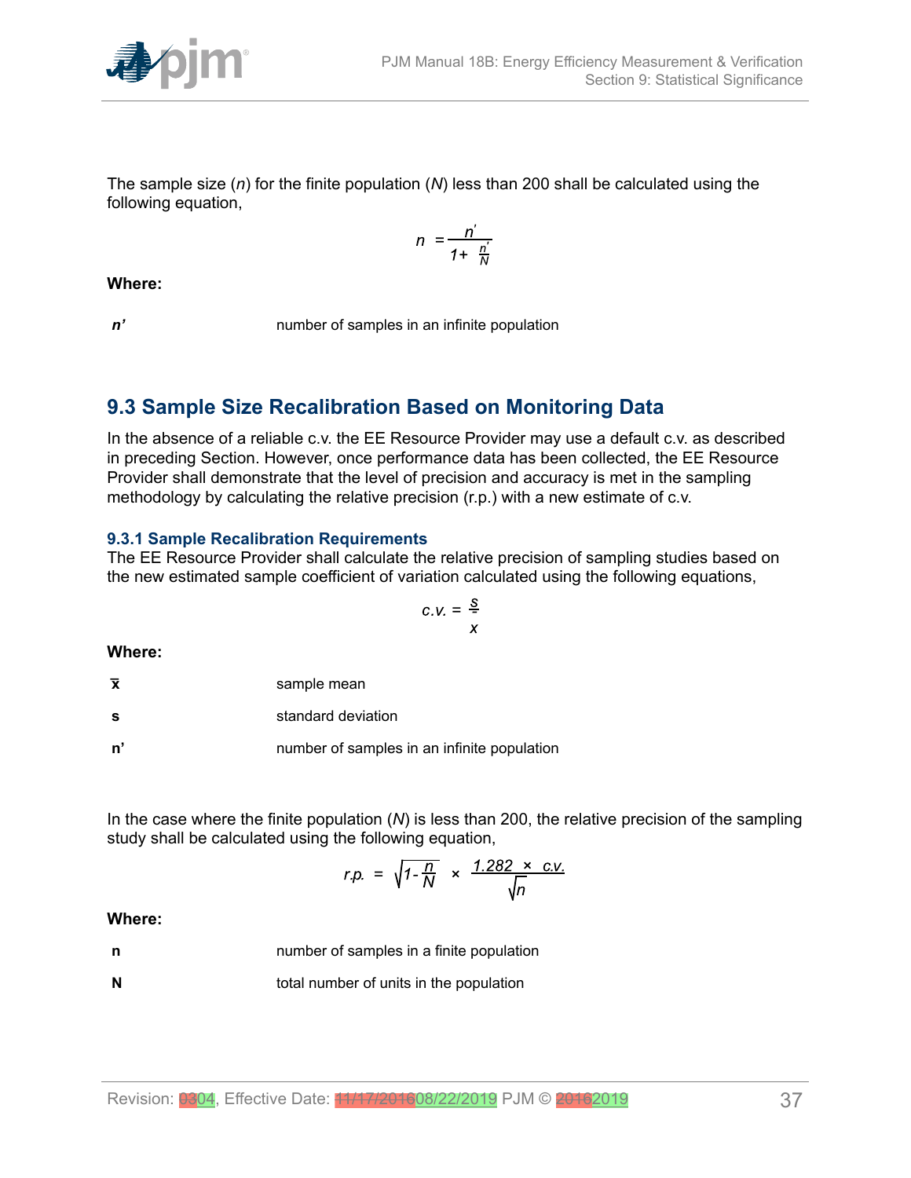The sample size ($n$) for the finite population ($N$) less than 200 shall be calculated using the following equation,

$$n = \frac{n'}{1 + \frac{n'}{N}}$$

**Where:**

| | |
|---|---|
| ***n'*** | number of samples in an infinite population |

## 9.3 Sample Size Recalibration Based on Monitoring Data

In the absence of a reliable c.v. the EE Resource Provider may use a default c.v. as described in preceding Section. However, once performance data has been collected, the EE Resource Provider shall demonstrate that the level of precision and accuracy is met in the sampling methodology by calculating the relative precision (r.p.) with a new estimate of c.v.

### 9.3.1 Sample Recalibration Requirements

The EE Resource Provider shall calculate the relative precision of sampling studies based on the new estimated sample coefficient of variation calculated using the following equations,

$$c.v. = \frac{s}{\bar{x}}$$

**Where:**

| | |
|---|---|
| $\bar{x}$ | sample mean |
| **s** | standard deviation |
| **n'** | number of samples in an infinite population |

In the case where the finite population ($N$) is less than 200, the relative precision of the sampling study shall be calculated using the following equation,

$$r.p. = \sqrt{1 - \frac{n}{N}} \times \frac{1.282 \times c.v.}{\sqrt{n}}$$

**Where:**

| | |
|---|---|
| **n** | number of samples in a finite population |
| **N** | total number of units in the population |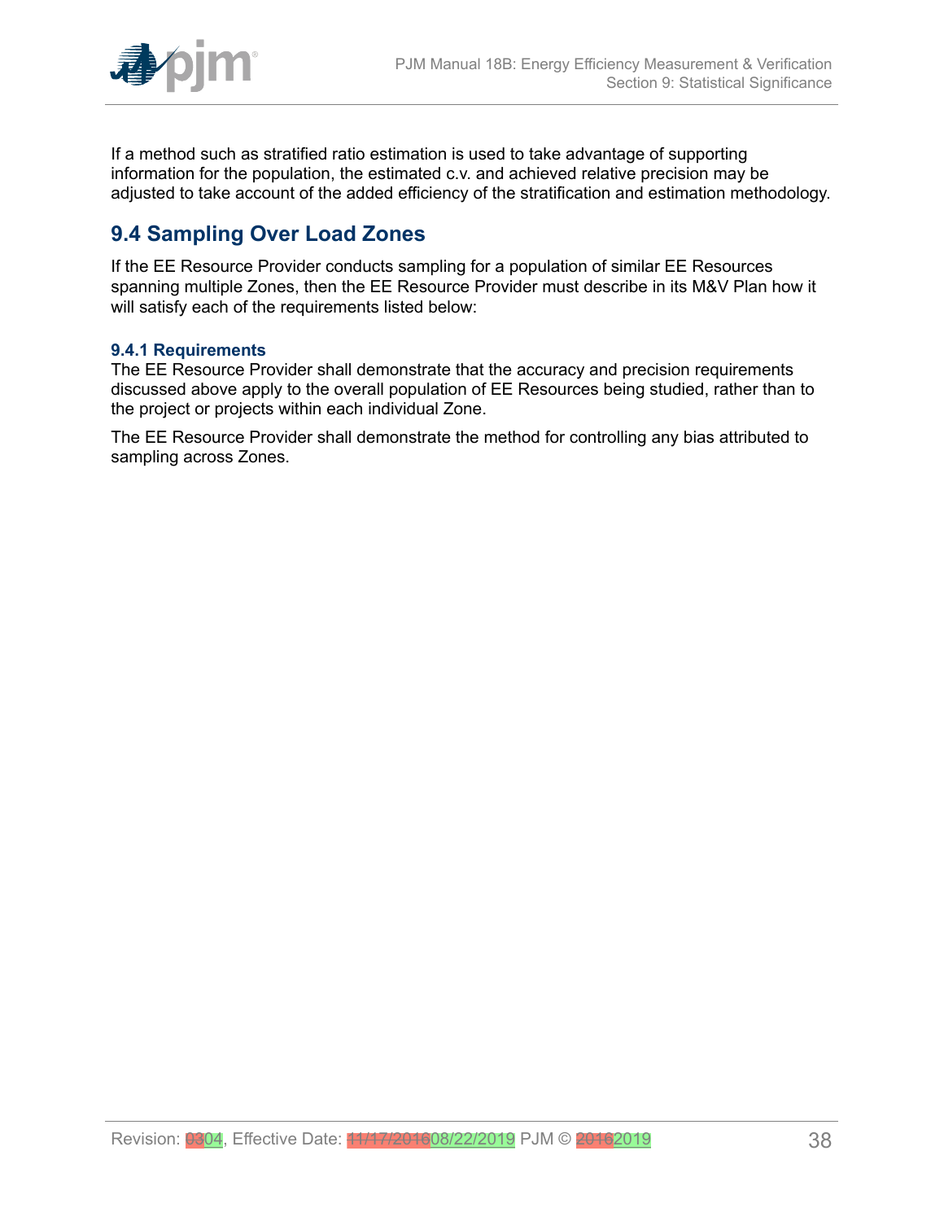If a method such as stratified ratio estimation is used to take advantage of supporting information for the population, the estimated c.v. and achieved relative precision may be adjusted to take account of the added efficiency of the stratification and estimation methodology.

## 9.4 Sampling Over Load Zones

If the EE Resource Provider conducts sampling for a population of similar EE Resources spanning multiple Zones, then the EE Resource Provider must describe in its M&V Plan how it will satisfy each of the requirements listed below:

### 9.4.1 Requirements

The EE Resource Provider shall demonstrate that the accuracy and precision requirements discussed above apply to the overall population of EE Resources being studied, rather than to the project or projects within each individual Zone.

The EE Resource Provider shall demonstrate the method for controlling any bias attributed to sampling across Zones.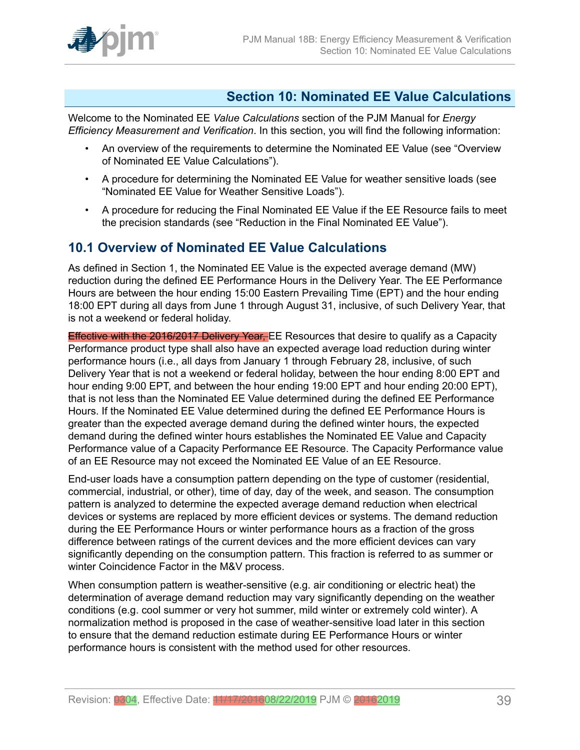## Section 10: Nominated EE Value Calculations

Welcome to the Nominated EE *Value Calculations* section of the PJM Manual for *Energy Efficiency Measurement and Verification*. In this section, you will find the following information:

- An overview of the requirements to determine the Nominated EE Value (see "Overview of Nominated EE Value Calculations").
- A procedure for determining the Nominated EE Value for weather sensitive loads (see "Nominated EE Value for Weather Sensitive Loads").
- A procedure for reducing the Final Nominated EE Value if the EE Resource fails to meet the precision standards (see "Reduction in the Final Nominated EE Value").

### 10.1 Overview of Nominated EE Value Calculations

As defined in Section 1, the Nominated EE Value is the expected average demand (MW) reduction during the defined EE Performance Hours in the Delivery Year. The EE Performance Hours are between the hour ending 15:00 Eastern Prevailing Time (EPT) and the hour ending 18:00 EPT during all days from June 1 through August 31, inclusive, of such Delivery Year, that is not a weekend or federal holiday.

~~Effective with the 2016/2017 Delivery Year,~~ EE Resources that desire to qualify as a Capacity Performance product type shall also have an expected average load reduction during winter performance hours (i.e., all days from January 1 through February 28, inclusive, of such Delivery Year that is not a weekend or federal holiday, between the hour ending 8:00 EPT and hour ending 9:00 EPT, and between the hour ending 19:00 EPT and hour ending 20:00 EPT), that is not less than the Nominated EE Value determined during the defined EE Performance Hours. If the Nominated EE Value determined during the defined EE Performance Hours is greater than the expected average demand during the defined winter hours, the expected demand during the defined winter hours establishes the Nominated EE Value and Capacity Performance value of a Capacity Performance EE Resource. The Capacity Performance value of an EE Resource may not exceed the Nominated EE Value of an EE Resource.

End-user loads have a consumption pattern depending on the type of customer (residential, commercial, industrial, or other), time of day, day of the week, and season. The consumption pattern is analyzed to determine the expected average demand reduction when electrical devices or systems are replaced by more efficient devices or systems. The demand reduction during the EE Performance Hours or winter performance hours as a fraction of the gross difference between ratings of the current devices and the more efficient devices can vary significantly depending on the consumption pattern. This fraction is referred to as summer or winter Coincidence Factor in the M&V process.

When consumption pattern is weather-sensitive (e.g. air conditioning or electric heat) the determination of average demand reduction may vary significantly depending on the weather conditions (e.g. cool summer or very hot summer, mild winter or extremely cold winter). A normalization method is proposed in the case of weather-sensitive load later in this section to ensure that the demand reduction estimate during EE Performance Hours or winter performance hours is consistent with the method used for other resources.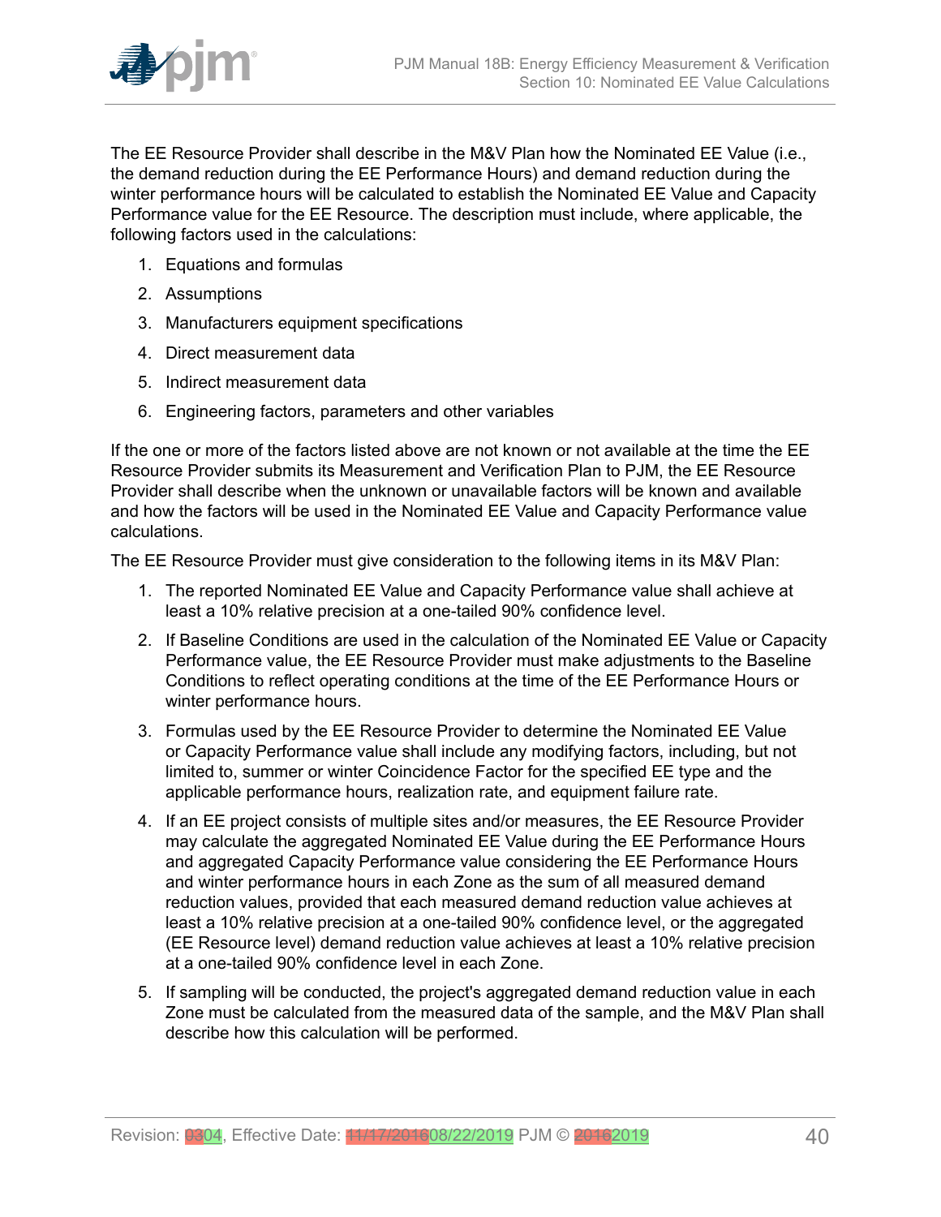The EE Resource Provider shall describe in the M&V Plan how the Nominated EE Value (i.e., the demand reduction during the EE Performance Hours) and demand reduction during the winter performance hours will be calculated to establish the Nominated EE Value and Capacity Performance value for the EE Resource. The description must include, where applicable, the following factors used in the calculations:

1. Equations and formulas
2. Assumptions
3. Manufacturers equipment specifications
4. Direct measurement data
5. Indirect measurement data
6. Engineering factors, parameters and other variables

If the one or more of the factors listed above are not known or not available at the time the EE Resource Provider submits its Measurement and Verification Plan to PJM, the EE Resource Provider shall describe when the unknown or unavailable factors will be known and available and how the factors will be used in the Nominated EE Value and Capacity Performance value calculations.

The EE Resource Provider must give consideration to the following items in its M&V Plan:

1. The reported Nominated EE Value and Capacity Performance value shall achieve at least a 10% relative precision at a one-tailed 90% confidence level.
2. If Baseline Conditions are used in the calculation of the Nominated EE Value or Capacity Performance value, the EE Resource Provider must make adjustments to the Baseline Conditions to reflect operating conditions at the time of the EE Performance Hours or winter performance hours.
3. Formulas used by the EE Resource Provider to determine the Nominated EE Value or Capacity Performance value shall include any modifying factors, including, but not limited to, summer or winter Coincidence Factor for the specified EE type and the applicable performance hours, realization rate, and equipment failure rate.
4. If an EE project consists of multiple sites and/or measures, the EE Resource Provider may calculate the aggregated Nominated EE Value during the EE Performance Hours and aggregated Capacity Performance value considering the EE Performance Hours and winter performance hours in each Zone as the sum of all measured demand reduction values, provided that each measured demand reduction value achieves at least a 10% relative precision at a one-tailed 90% confidence level, or the aggregated (EE Resource level) demand reduction value achieves at least a 10% relative precision at a one-tailed 90% confidence level in each Zone.
5. If sampling will be conducted, the project's aggregated demand reduction value in each Zone must be calculated from the measured data of the sample, and the M&V Plan shall describe how this calculation will be performed.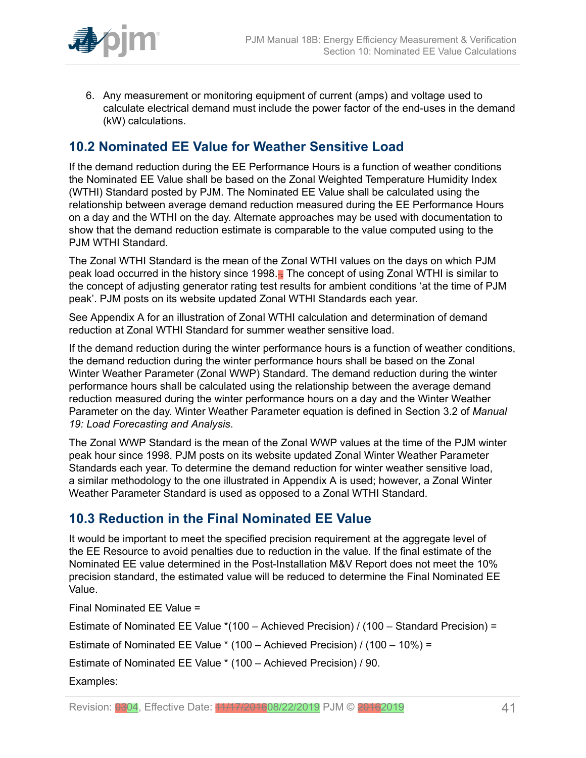6. Any measurement or monitoring equipment of current (amps) and voltage used to calculate electrical demand must include the power factor of the end-uses in the demand (kW) calculations.

## 10.2 Nominated EE Value for Weather Sensitive Load

If the demand reduction during the EE Performance Hours is a function of weather conditions the Nominated EE Value shall be based on the Zonal Weighted Temperature Humidity Index (WTHI) Standard posted by PJM. The Nominated EE Value shall be calculated using the relationship between average demand reduction measured during the EE Performance Hours on a day and the WTHI on the day. Alternate approaches may be used with documentation to show that the demand reduction estimate is comparable to the value computed using to the PJM WTHI Standard.

The Zonal WTHI Standard is the mean of the Zonal WTHI values on the days on which PJM peak load occurred in the history since 1998. The concept of using Zonal WTHI is similar to the concept of adjusting generator rating test results for ambient conditions 'at the time of PJM peak'. PJM posts on its website updated Zonal WTHI Standards each year.

See Appendix A for an illustration of Zonal WTHI calculation and determination of demand reduction at Zonal WTHI Standard for summer weather sensitive load.

If the demand reduction during the winter performance hours is a function of weather conditions, the demand reduction during the winter performance hours shall be based on the Zonal Winter Weather Parameter (Zonal WWP) Standard. The demand reduction during the winter performance hours shall be calculated using the relationship between the average demand reduction measured during the winter performance hours on a day and the Winter Weather Parameter on the day. Winter Weather Parameter equation is defined in Section 3.2 of *Manual 19: Load Forecasting and Analysis*.

The Zonal WWP Standard is the mean of the Zonal WWP values at the time of the PJM winter peak hour since 1998. PJM posts on its website updated Zonal Winter Weather Parameter Standards each year. To determine the demand reduction for winter weather sensitive load, a similar methodology to the one illustrated in Appendix A is used; however, a Zonal Winter Weather Parameter Standard is used as opposed to a Zonal WTHI Standard.

## 10.3 Reduction in the Final Nominated EE Value

It would be important to meet the specified precision requirement at the aggregate level of the EE Resource to avoid penalties due to reduction in the value. If the final estimate of the Nominated EE value determined in the Post-Installation M&V Report does not meet the 10% precision standard, the estimated value will be reduced to determine the Final Nominated EE Value.

Final Nominated EE Value =

Estimate of Nominated EE Value *(100 – Achieved Precision) / (100 – Standard Precision) =

Estimate of Nominated EE Value * (100 – Achieved Precision) / (100 – 10%) =

Estimate of Nominated EE Value * (100 – Achieved Precision) / 90.

Examples: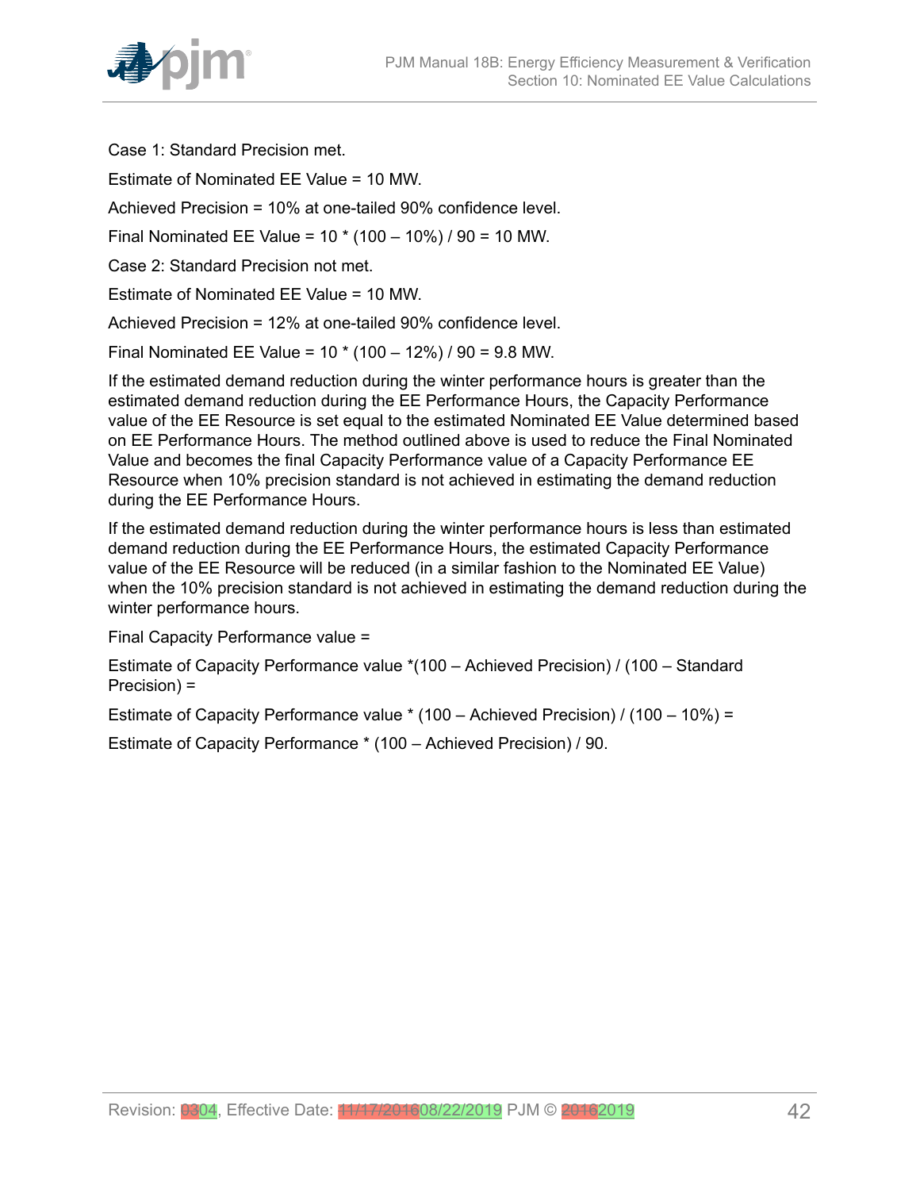Case 1: Standard Precision met.

Estimate of Nominated EE Value = 10 MW.

Achieved Precision = 10% at one-tailed 90% confidence level.

Final Nominated EE Value = 10 * (100 – 10%) / 90 = 10 MW.

Case 2: Standard Precision not met.

Estimate of Nominated EE Value = 10 MW.

Achieved Precision = 12% at one-tailed 90% confidence level.

Final Nominated EE Value = 10 * (100 – 12%) / 90 = 9.8 MW.

If the estimated demand reduction during the winter performance hours is greater than the estimated demand reduction during the EE Performance Hours, the Capacity Performance value of the EE Resource is set equal to the estimated Nominated EE Value determined based on EE Performance Hours. The method outlined above is used to reduce the Final Nominated Value and becomes the final Capacity Performance value of a Capacity Performance EE Resource when 10% precision standard is not achieved in estimating the demand reduction during the EE Performance Hours.

If the estimated demand reduction during the winter performance hours is less than estimated demand reduction during the EE Performance Hours, the estimated Capacity Performance value of the EE Resource will be reduced (in a similar fashion to the Nominated EE Value) when the 10% precision standard is not achieved in estimating the demand reduction during the winter performance hours.

Final Capacity Performance value =

Estimate of Capacity Performance value *(100 – Achieved Precision) / (100 – Standard Precision) =

Estimate of Capacity Performance value * (100 – Achieved Precision) / (100 – 10%) =

Estimate of Capacity Performance * (100 – Achieved Precision) / 90.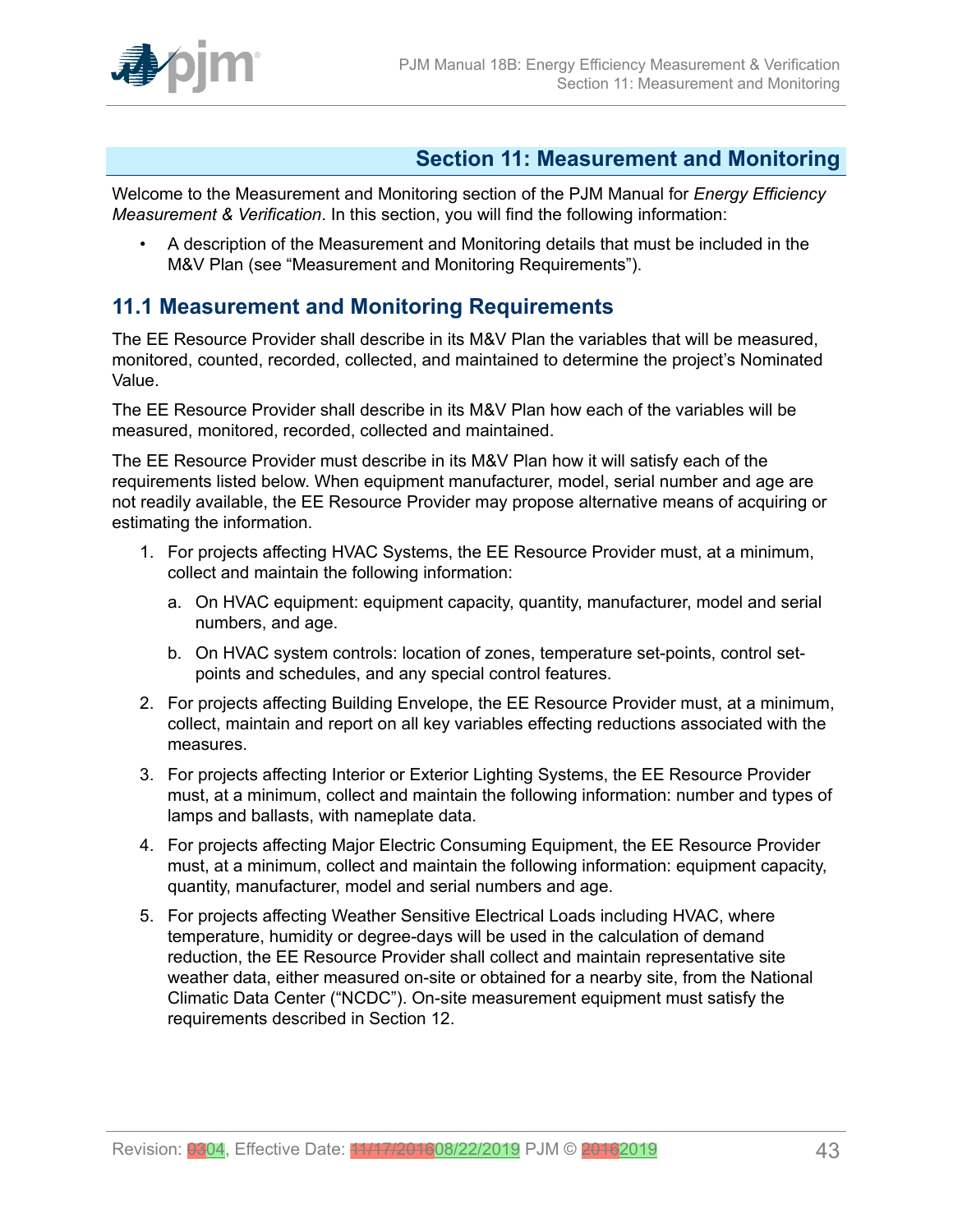## Section 11: Measurement and Monitoring

Welcome to the Measurement and Monitoring section of the PJM Manual for *Energy Efficiency Measurement & Verification*. In this section, you will find the following information:

- A description of the Measurement and Monitoring details that must be included in the M&V Plan (see "Measurement and Monitoring Requirements").

### 11.1 Measurement and Monitoring Requirements

The EE Resource Provider shall describe in its M&V Plan the variables that will be measured, monitored, counted, recorded, collected, and maintained to determine the project's Nominated Value.

The EE Resource Provider shall describe in its M&V Plan how each of the variables will be measured, monitored, recorded, collected and maintained.

The EE Resource Provider must describe in its M&V Plan how it will satisfy each of the requirements listed below. When equipment manufacturer, model, serial number and age are not readily available, the EE Resource Provider may propose alternative means of acquiring or estimating the information.

1. For projects affecting HVAC Systems, the EE Resource Provider must, at a minimum, collect and maintain the following information:
   a. On HVAC equipment: equipment capacity, quantity, manufacturer, model and serial numbers, and age.
   b. On HVAC system controls: location of zones, temperature set-points, control set-points and schedules, and any special control features.
2. For projects affecting Building Envelope, the EE Resource Provider must, at a minimum, collect, maintain and report on all key variables effecting reductions associated with the measures.
3. For projects affecting Interior or Exterior Lighting Systems, the EE Resource Provider must, at a minimum, collect and maintain the following information: number and types of lamps and ballasts, with nameplate data.
4. For projects affecting Major Electric Consuming Equipment, the EE Resource Provider must, at a minimum, collect and maintain the following information: equipment capacity, quantity, manufacturer, model and serial numbers and age.
5. For projects affecting Weather Sensitive Electrical Loads including HVAC, where temperature, humidity or degree-days will be used in the calculation of demand reduction, the EE Resource Provider shall collect and maintain representative site weather data, either measured on-site or obtained for a nearby site, from the National Climatic Data Center ("NCDC"). On-site measurement equipment must satisfy the requirements described in Section 12.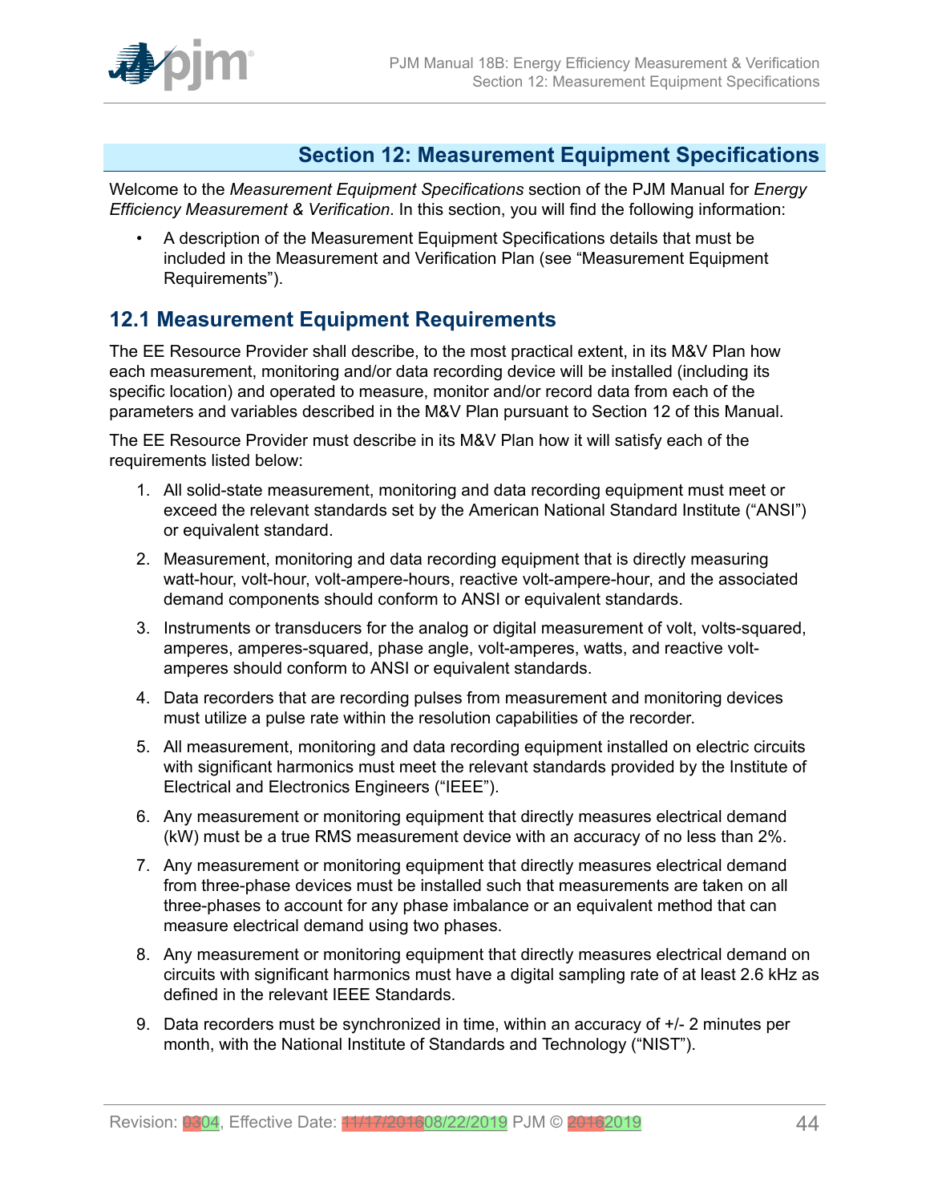# Section 12: Measurement Equipment Specifications

Welcome to the *Measurement Equipment Specifications* section of the PJM Manual for *Energy Efficiency Measurement & Verification*. In this section, you will find the following information:

- A description of the Measurement Equipment Specifications details that must be included in the Measurement and Verification Plan (see "Measurement Equipment Requirements").

## 12.1 Measurement Equipment Requirements

The EE Resource Provider shall describe, to the most practical extent, in its M&V Plan how each measurement, monitoring and/or data recording device will be installed (including its specific location) and operated to measure, monitor and/or record data from each of the parameters and variables described in the M&V Plan pursuant to Section 12 of this Manual.

The EE Resource Provider must describe in its M&V Plan how it will satisfy each of the requirements listed below:

1. All solid-state measurement, monitoring and data recording equipment must meet or exceed the relevant standards set by the American National Standard Institute ("ANSI") or equivalent standard.
2. Measurement, monitoring and data recording equipment that is directly measuring watt-hour, volt-hour, volt-ampere-hours, reactive volt-ampere-hour, and the associated demand components should conform to ANSI or equivalent standards.
3. Instruments or transducers for the analog or digital measurement of volt, volts-squared, amperes, amperes-squared, phase angle, volt-amperes, watts, and reactive volt-amperes should conform to ANSI or equivalent standards.
4. Data recorders that are recording pulses from measurement and monitoring devices must utilize a pulse rate within the resolution capabilities of the recorder.
5. All measurement, monitoring and data recording equipment installed on electric circuits with significant harmonics must meet the relevant standards provided by the Institute of Electrical and Electronics Engineers ("IEEE").
6. Any measurement or monitoring equipment that directly measures electrical demand (kW) must be a true RMS measurement device with an accuracy of no less than 2%.
7. Any measurement or monitoring equipment that directly measures electrical demand from three-phase devices must be installed such that measurements are taken on all three-phases to account for any phase imbalance or an equivalent method that can measure electrical demand using two phases.
8. Any measurement or monitoring equipment that directly measures electrical demand on circuits with significant harmonics must have a digital sampling rate of at least 2.6 kHz as defined in the relevant IEEE Standards.
9. Data recorders must be synchronized in time, within an accuracy of +/- 2 minutes per month, with the National Institute of Standards and Technology ("NIST").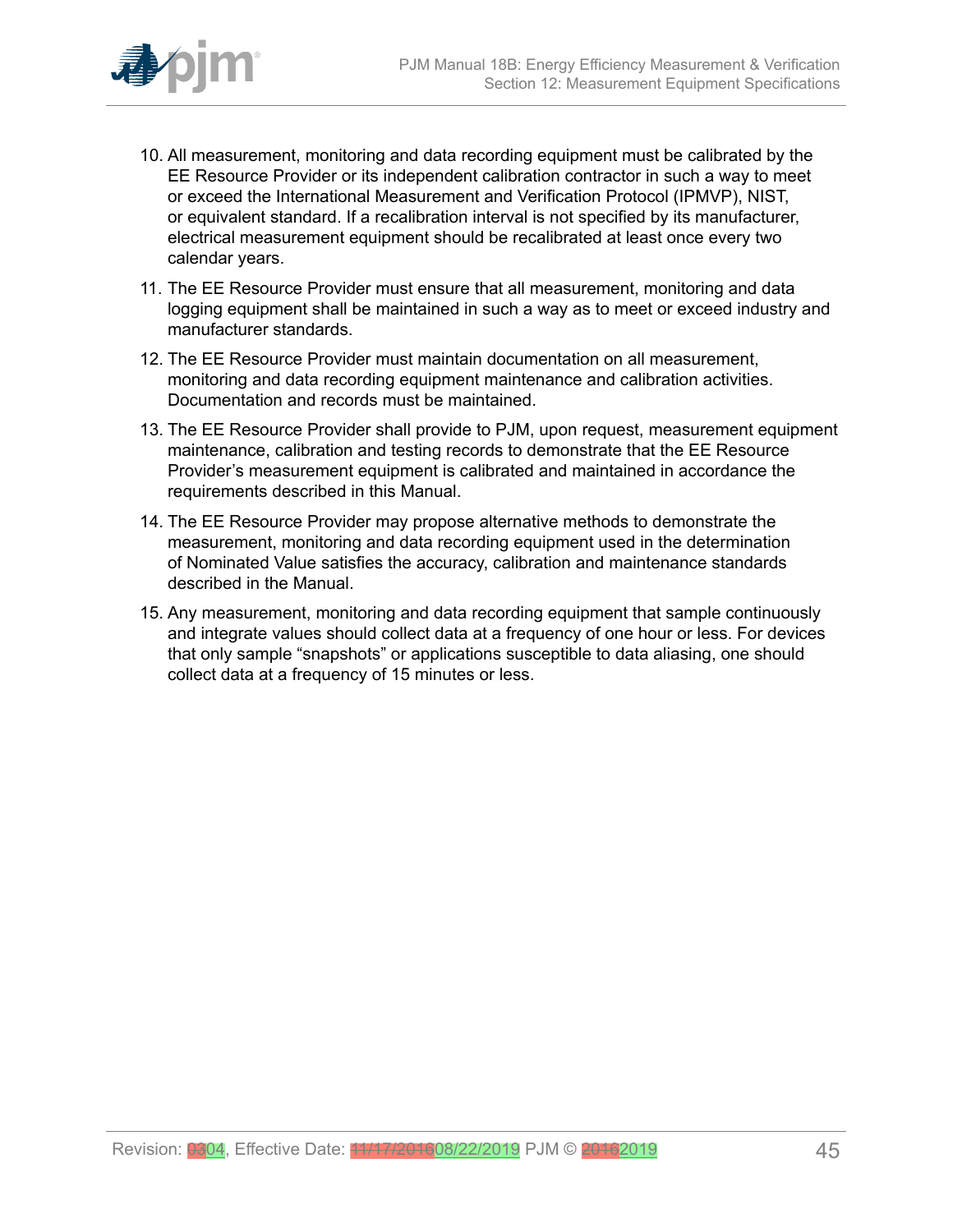10. All measurement, monitoring and data recording equipment must be calibrated by the EE Resource Provider or its independent calibration contractor in such a way to meet or exceed the International Measurement and Verification Protocol (IPMVP), NIST, or equivalent standard. If a recalibration interval is not specified by its manufacturer, electrical measurement equipment should be recalibrated at least once every two calendar years.
11. The EE Resource Provider must ensure that all measurement, monitoring and data logging equipment shall be maintained in such a way as to meet or exceed industry and manufacturer standards.
12. The EE Resource Provider must maintain documentation on all measurement, monitoring and data recording equipment maintenance and calibration activities. Documentation and records must be maintained.
13. The EE Resource Provider shall provide to PJM, upon request, measurement equipment maintenance, calibration and testing records to demonstrate that the EE Resource Provider's measurement equipment is calibrated and maintained in accordance the requirements described in this Manual.
14. The EE Resource Provider may propose alternative methods to demonstrate the measurement, monitoring and data recording equipment used in the determination of Nominated Value satisfies the accuracy, calibration and maintenance standards described in the Manual.
15. Any measurement, monitoring and data recording equipment that sample continuously and integrate values should collect data at a frequency of one hour or less. For devices that only sample "snapshots" or applications susceptible to data aliasing, one should collect data at a frequency of 15 minutes or less.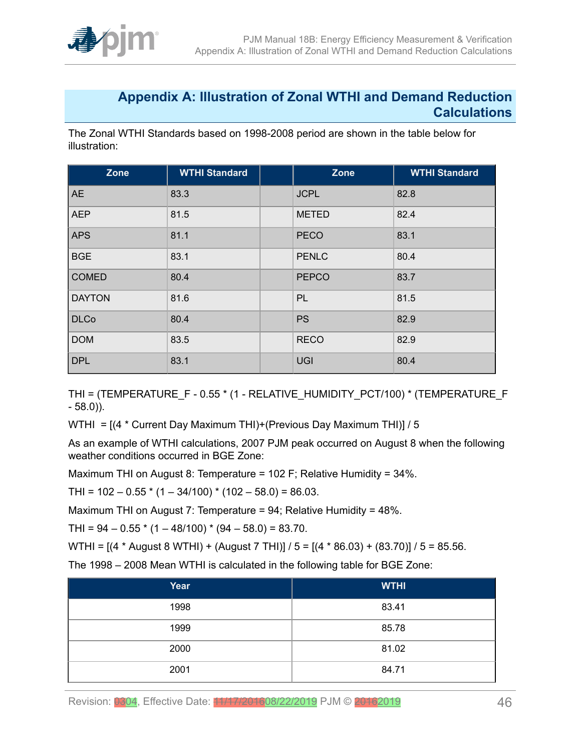# Appendix A: Illustration of Zonal WTHI and Demand Reduction Calculations

The Zonal WTHI Standards based on 1998-2008 period are shown in the table below for illustration:

| Zone | WTHI Standard | | Zone | WTHI Standard |
|---|---|---|---|---|
| AE | 83.3 | | JCPL | 82.8 |
| AEP | 81.5 | | METED | 82.4 |
| APS | 81.1 | | PECO | 83.1 |
| BGE | 83.1 | | PENLC | 80.4 |
| COMED | 80.4 | | PEPCO | 83.7 |
| DAYTON | 81.6 | | PL | 81.5 |
| DLCo | 80.4 | | PS | 82.9 |
| DOM | 83.5 | | RECO | 82.9 |
| DPL | 83.1 | | UGI | 80.4 |

THI = (TEMPERATURE_F - 0.55 * (1 - RELATIVE_HUMIDITY_PCT/100) * (TEMPERATURE_F - 58.0)).

WTHI = [(4 * Current Day Maximum THI)+(Previous Day Maximum THI)] / 5

As an example of WTHI calculations, 2007 PJM peak occurred on August 8 when the following weather conditions occurred in BGE Zone:

Maximum THI on August 8: Temperature = 102 F; Relative Humidity = 34%.

THI = 102 – 0.55 * (1 – 34/100) * (102 – 58.0) = 86.03.

Maximum THI on August 7: Temperature = 94; Relative Humidity = 48%.

THI = 94 – 0.55 * (1 – 48/100) * (94 – 58.0) = 83.70.

WTHI = [(4 * August 8 WTHI) + (August 7 THI)] / 5 = [(4 * 86.03) + (83.70)] / 5 = 85.56.

The 1998 – 2008 Mean WTHI is calculated in the following table for BGE Zone:

| Year | WTHI |
|---|---|
| 1998 | 83.41 |
| 1999 | 85.78 |
| 2000 | 81.02 |
| 2001 | 84.71 |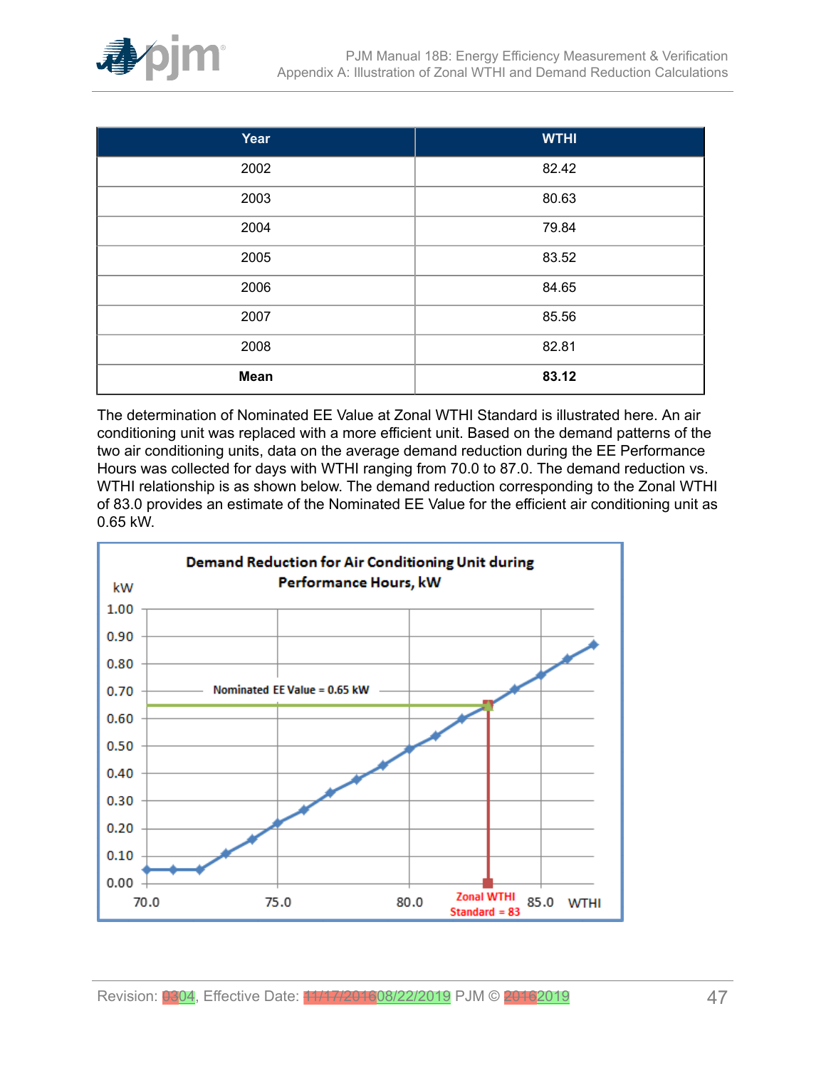| Year | WTHI |
|---|---|
| 2002 | 82.42 |
| 2003 | 80.63 |
| 2004 | 79.84 |
| 2005 | 83.52 |
| 2006 | 84.65 |
| 2007 | 85.56 |
| 2008 | 82.81 |
| **Mean** | **83.12** |

The determination of Nominated EE Value at Zonal WTHI Standard is illustrated here. An air conditioning unit was replaced with a more efficient unit. Based on the demand patterns of the two air conditioning units, data on the average demand reduction during the EE Performance Hours was collected for days with WTHI ranging from 70.0 to 87.0. The demand reduction vs. WTHI relationship is as shown below. The demand reduction corresponding to the Zonal WTHI of 83.0 provides an estimate of the Nominated EE Value for the efficient air conditioning unit as 0.65 kW.

**Demand Reduction for Air Conditioning Unit during Performance Hours, kW**

(Chart: kW on vertical axis from 0.00 to 1.00; WTHI on horizontal axis from 70.0 to 85.0. Nominated EE Value = 0.65 kW. Zonal WTHI Standard = 83)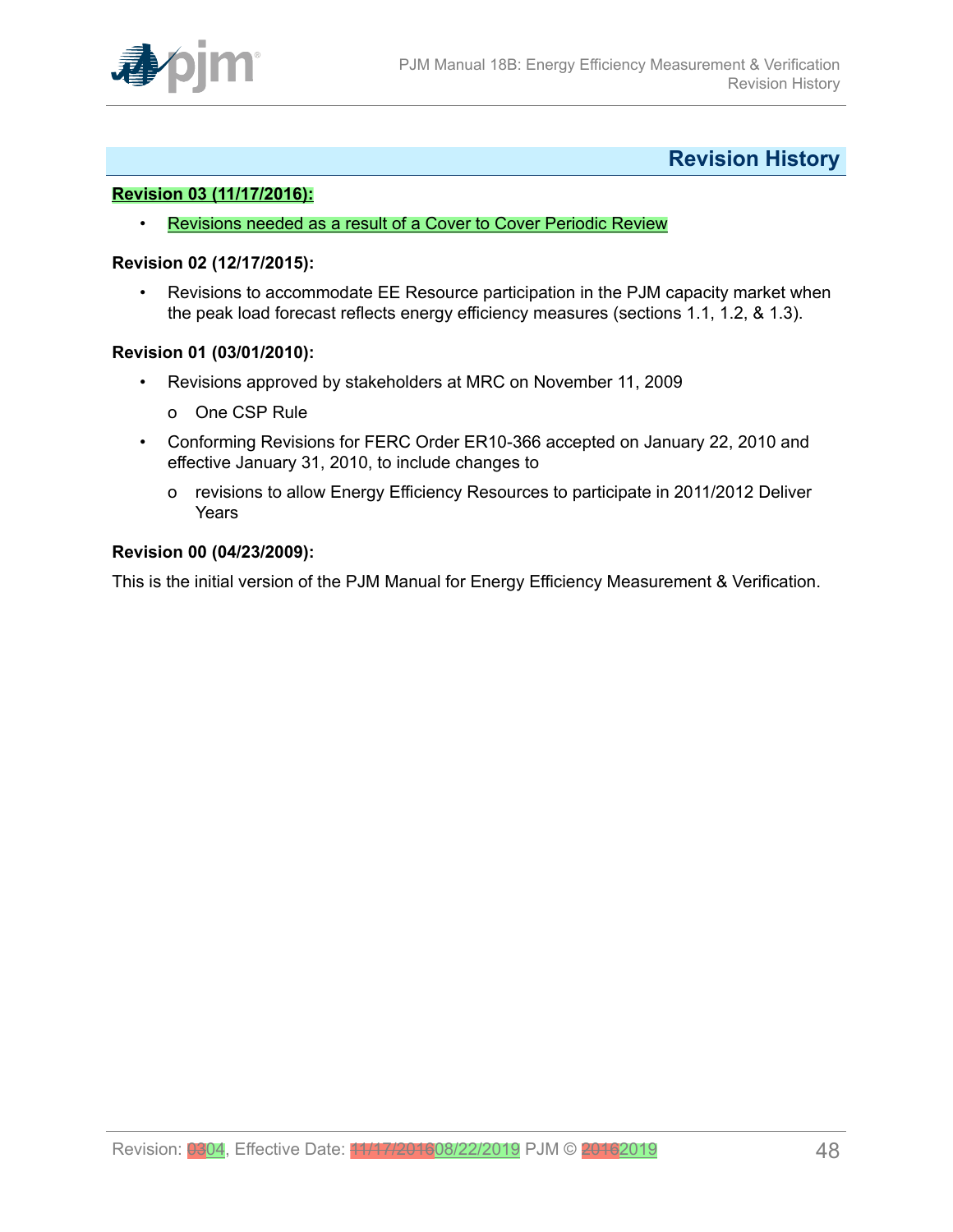## Revision History

**Revision 03 (11/17/2016):**

- Revisions needed as a result of a Cover to Cover Periodic Review

**Revision 02 (12/17/2015):**

- Revisions to accommodate EE Resource participation in the PJM capacity market when the peak load forecast reflects energy efficiency measures (sections 1.1, 1.2, & 1.3).

**Revision 01 (03/01/2010):**

- Revisions approved by stakeholders at MRC on November 11, 2009
  - One CSP Rule
- Conforming Revisions for FERC Order ER10-366 accepted on January 22, 2010 and effective January 31, 2010, to include changes to
  - revisions to allow Energy Efficiency Resources to participate in 2011/2012 Deliver Years

**Revision 00 (04/23/2009):**

This is the initial version of the PJM Manual for Energy Efficiency Measurement & Verification.